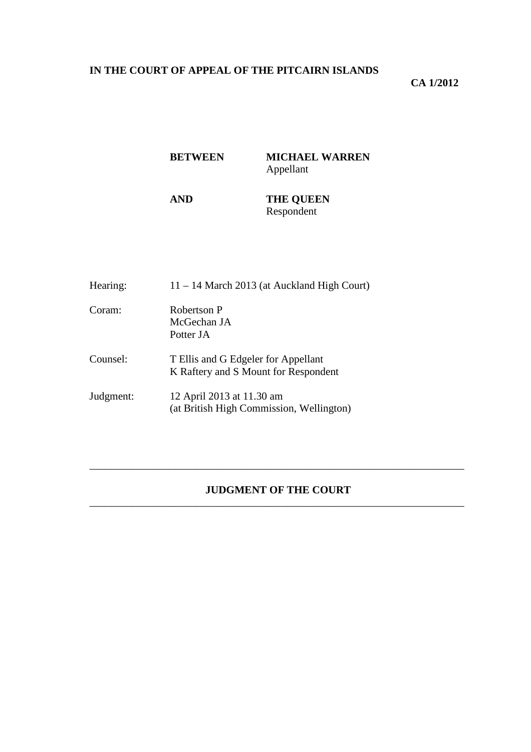**IN THE COURT OF APPEAL OF THE PITCAIRN ISLANDS**

**CA 1/2012**

| | |
|---|---|
| **BETWEEN** | **MICHAEL WARREN** <br> Appellant |
| **AND** | **THE QUEEN** <br> Respondent |

| | |
|---|---|
| Hearing: | 11 – 14 March 2013 (at Auckland High Court) |
| Coram: | Robertson P <br> McGechan JA <br> Potter JA |
| Counsel: | T Ellis and G Edgeler for Appellant <br> K Raftery and S Mount for Respondent |
| Judgment: | 12 April 2013 at 11.30 am <br> (at British High Commission, Wellington) |

---

**JUDGMENT OF THE COURT**

---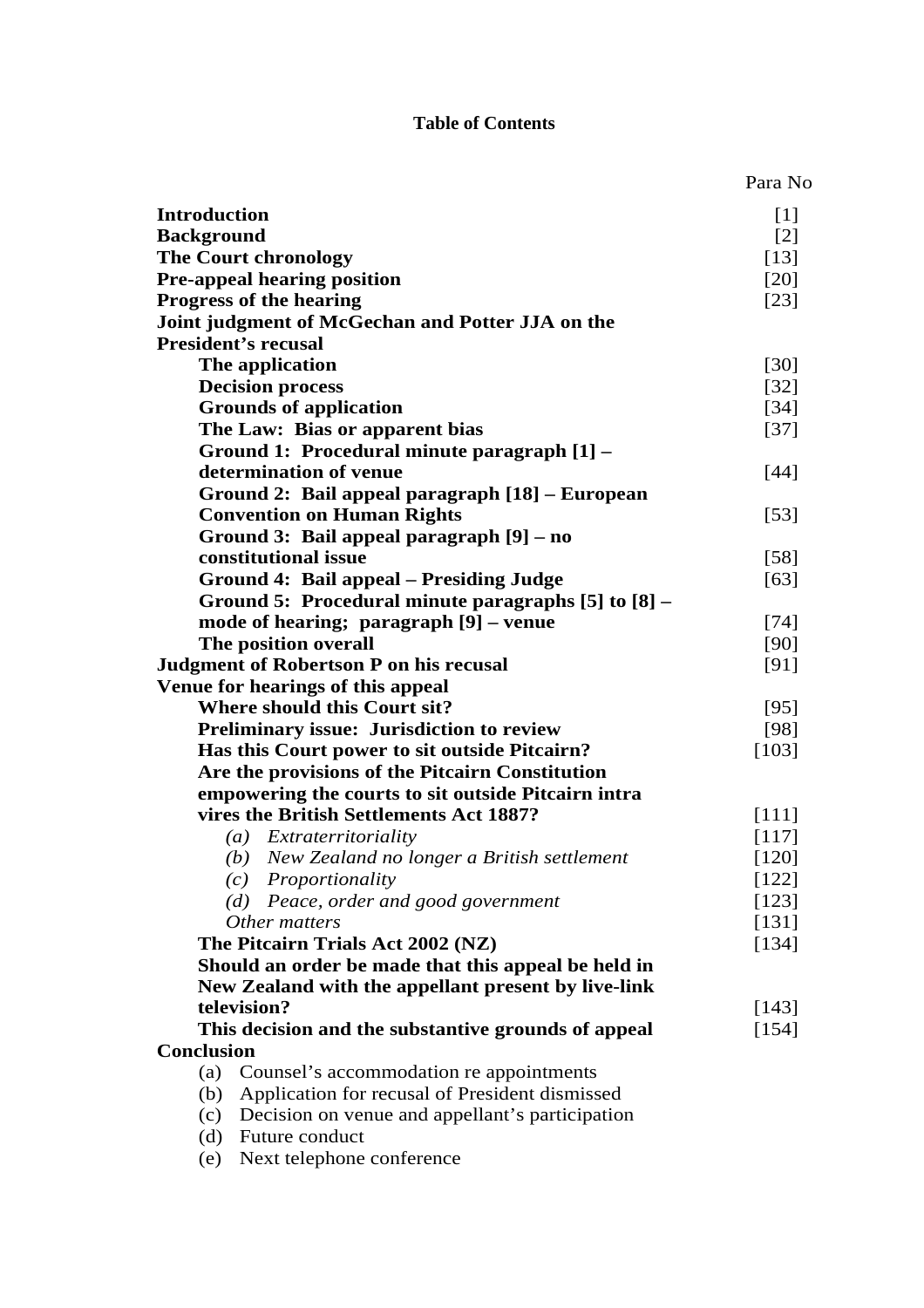**Table of Contents**

| | Para No |
|---|---|
| **Introduction** | [1] |
| **Background** | [2] |
| **The Court chronology** | [13] |
| **Pre-appeal hearing position** | [20] |
| **Progress of the hearing** | [23] |
| **Joint judgment of McGechan and Potter JJA on the President's recusal** | |
| &nbsp;&nbsp;&nbsp;&nbsp;**The application** | [30] |
| &nbsp;&nbsp;&nbsp;&nbsp;**Decision process** | [32] |
| &nbsp;&nbsp;&nbsp;&nbsp;**Grounds of application** | [34] |
| &nbsp;&nbsp;&nbsp;&nbsp;**The Law: Bias or apparent bias** | [37] |
| &nbsp;&nbsp;&nbsp;&nbsp;**Ground 1: Procedural minute paragraph [1] – determination of venue** | [44] |
| &nbsp;&nbsp;&nbsp;&nbsp;**Ground 2: Bail appeal paragraph [18] – European Convention on Human Rights** | [53] |
| &nbsp;&nbsp;&nbsp;&nbsp;**Ground 3: Bail appeal paragraph [9] – no constitutional issue** | [58] |
| &nbsp;&nbsp;&nbsp;&nbsp;**Ground 4: Bail appeal – Presiding Judge** | [63] |
| &nbsp;&nbsp;&nbsp;&nbsp;**Ground 5: Procedural minute paragraphs [5] to [8] – mode of hearing; paragraph [9] – venue** | [74] |
| &nbsp;&nbsp;&nbsp;&nbsp;**The position overall** | [90] |
| **Judgment of Robertson P on his recusal** | [91] |
| **Venue for hearings of this appeal** | |
| &nbsp;&nbsp;&nbsp;&nbsp;**Where should this Court sit?** | [95] |
| &nbsp;&nbsp;&nbsp;&nbsp;**Preliminary issue: Jurisdiction to review** | [98] |
| &nbsp;&nbsp;&nbsp;&nbsp;**Has this Court power to sit outside Pitcairn?** | [103] |
| &nbsp;&nbsp;&nbsp;&nbsp;**Are the provisions of the Pitcairn Constitution empowering the courts to sit outside Pitcairn intra vires the British Settlements Act 1887?** | [111] |
| &nbsp;&nbsp;&nbsp;&nbsp;&nbsp;&nbsp;&nbsp;&nbsp;*(a) Extraterritoriality* | [117] |
| &nbsp;&nbsp;&nbsp;&nbsp;&nbsp;&nbsp;&nbsp;&nbsp;*(b) New Zealand no longer a British settlement* | [120] |
| &nbsp;&nbsp;&nbsp;&nbsp;&nbsp;&nbsp;&nbsp;&nbsp;*(c) Proportionality* | [122] |
| &nbsp;&nbsp;&nbsp;&nbsp;&nbsp;&nbsp;&nbsp;&nbsp;*(d) Peace, order and good government* | [123] |
| &nbsp;&nbsp;&nbsp;&nbsp;&nbsp;&nbsp;&nbsp;&nbsp;*Other matters* | [131] |
| &nbsp;&nbsp;&nbsp;&nbsp;**The Pitcairn Trials Act 2002 (NZ)** | [134] |
| &nbsp;&nbsp;&nbsp;&nbsp;**Should an order be made that this appeal be held in New Zealand with the appellant present by live-link television?** | [143] |
| &nbsp;&nbsp;&nbsp;&nbsp;**This decision and the substantive grounds of appeal** | [154] |
| **Conclusion** | |
| &nbsp;&nbsp;&nbsp;&nbsp;(a) Counsel's accommodation re appointments | |
| &nbsp;&nbsp;&nbsp;&nbsp;(b) Application for recusal of President dismissed | |
| &nbsp;&nbsp;&nbsp;&nbsp;(c) Decision on venue and appellant's participation | |
| &nbsp;&nbsp;&nbsp;&nbsp;(d) Future conduct | |
| &nbsp;&nbsp;&nbsp;&nbsp;(e) Next telephone conference | |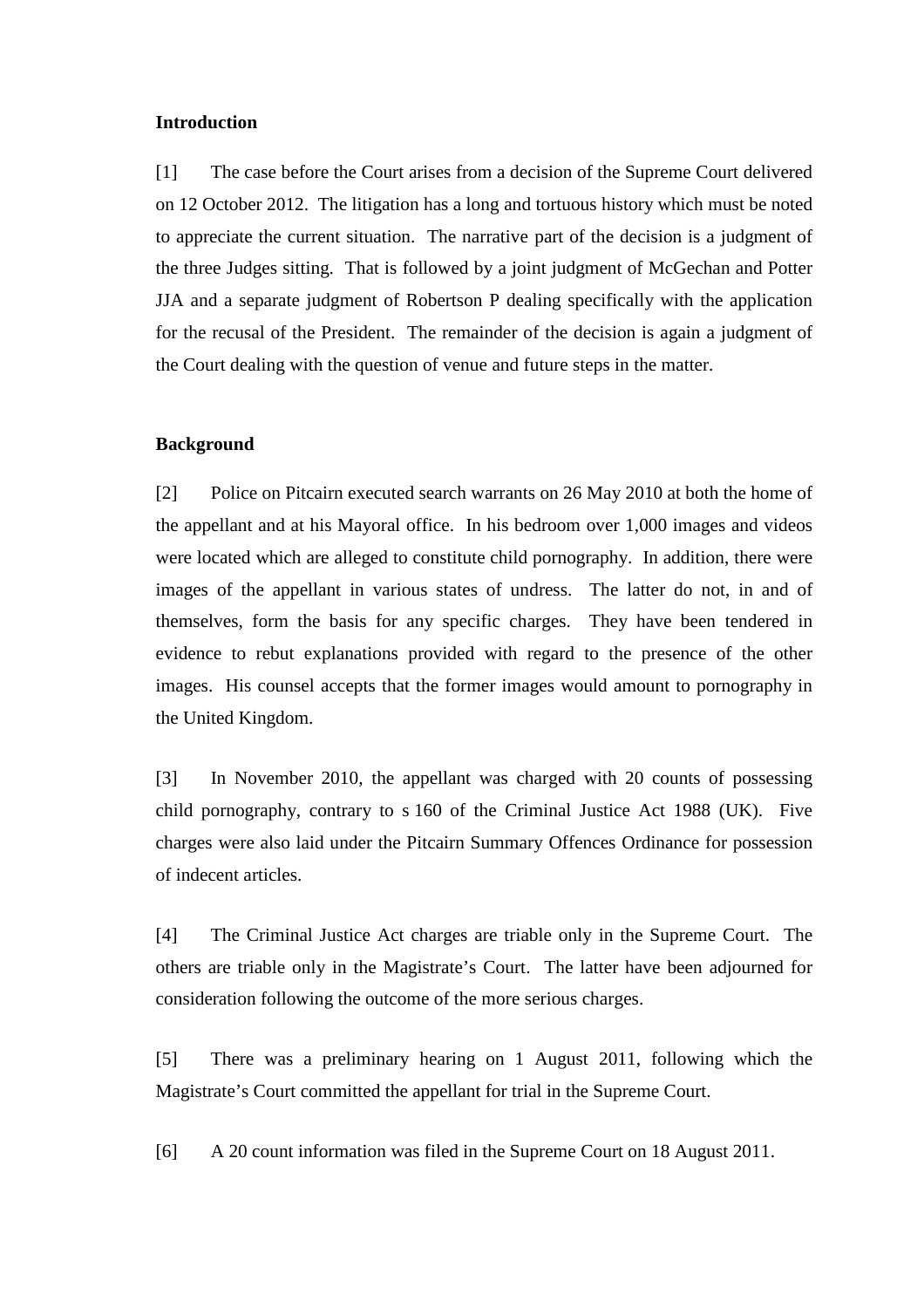**Introduction**

[1] The case before the Court arises from a decision of the Supreme Court delivered on 12 October 2012. The litigation has a long and tortuous history which must be noted to appreciate the current situation. The narrative part of the decision is a judgment of the three Judges sitting. That is followed by a joint judgment of McGechan and Potter JJA and a separate judgment of Robertson P dealing specifically with the application for the recusal of the President. The remainder of the decision is again a judgment of the Court dealing with the question of venue and future steps in the matter.

**Background**

[2] Police on Pitcairn executed search warrants on 26 May 2010 at both the home of the appellant and at his Mayoral office. In his bedroom over 1,000 images and videos were located which are alleged to constitute child pornography. In addition, there were images of the appellant in various states of undress. The latter do not, in and of themselves, form the basis for any specific charges. They have been tendered in evidence to rebut explanations provided with regard to the presence of the other images. His counsel accepts that the former images would amount to pornography in the United Kingdom.

[3] In November 2010, the appellant was charged with 20 counts of possessing child pornography, contrary to s 160 of the Criminal Justice Act 1988 (UK). Five charges were also laid under the Pitcairn Summary Offences Ordinance for possession of indecent articles.

[4] The Criminal Justice Act charges are triable only in the Supreme Court. The others are triable only in the Magistrate's Court. The latter have been adjourned for consideration following the outcome of the more serious charges.

[5] There was a preliminary hearing on 1 August 2011, following which the Magistrate's Court committed the appellant for trial in the Supreme Court.

[6] A 20 count information was filed in the Supreme Court on 18 August 2011.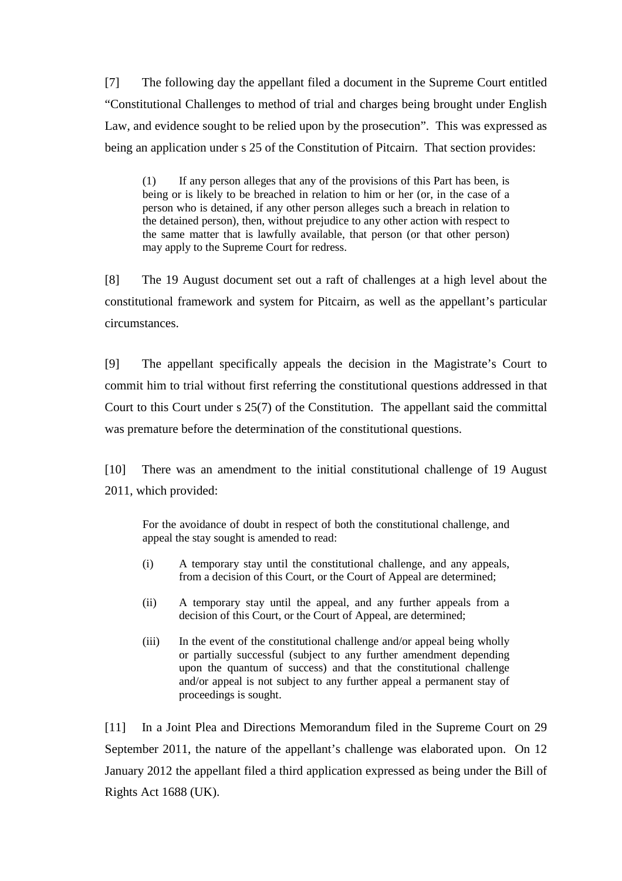[7] The following day the appellant filed a document in the Supreme Court entitled "Constitutional Challenges to method of trial and charges being brought under English Law, and evidence sought to be relied upon by the prosecution". This was expressed as being an application under s 25 of the Constitution of Pitcairn. That section provides:

> (1) If any person alleges that any of the provisions of this Part has been, is being or is likely to be breached in relation to him or her (or, in the case of a person who is detained, if any other person alleges such a breach in relation to the detained person), then, without prejudice to any other action with respect to the same matter that is lawfully available, that person (or that other person) may apply to the Supreme Court for redress.

[8] The 19 August document set out a raft of challenges at a high level about the constitutional framework and system for Pitcairn, as well as the appellant's particular circumstances.

[9] The appellant specifically appeals the decision in the Magistrate's Court to commit him to trial without first referring the constitutional questions addressed in that Court to this Court under s 25(7) of the Constitution. The appellant said the committal was premature before the determination of the constitutional questions.

[10] There was an amendment to the initial constitutional challenge of 19 August 2011, which provided:

> For the avoidance of doubt in respect of both the constitutional challenge, and appeal the stay sought is amended to read:
>
> (i) A temporary stay until the constitutional challenge, and any appeals, from a decision of this Court, or the Court of Appeal are determined;
>
> (ii) A temporary stay until the appeal, and any further appeals from a decision of this Court, or the Court of Appeal, are determined;
>
> (iii) In the event of the constitutional challenge and/or appeal being wholly or partially successful (subject to any further amendment depending upon the quantum of success) and that the constitutional challenge and/or appeal is not subject to any further appeal a permanent stay of proceedings is sought.

[11] In a Joint Plea and Directions Memorandum filed in the Supreme Court on 29 September 2011, the nature of the appellant's challenge was elaborated upon. On 12 January 2012 the appellant filed a third application expressed as being under the Bill of Rights Act 1688 (UK).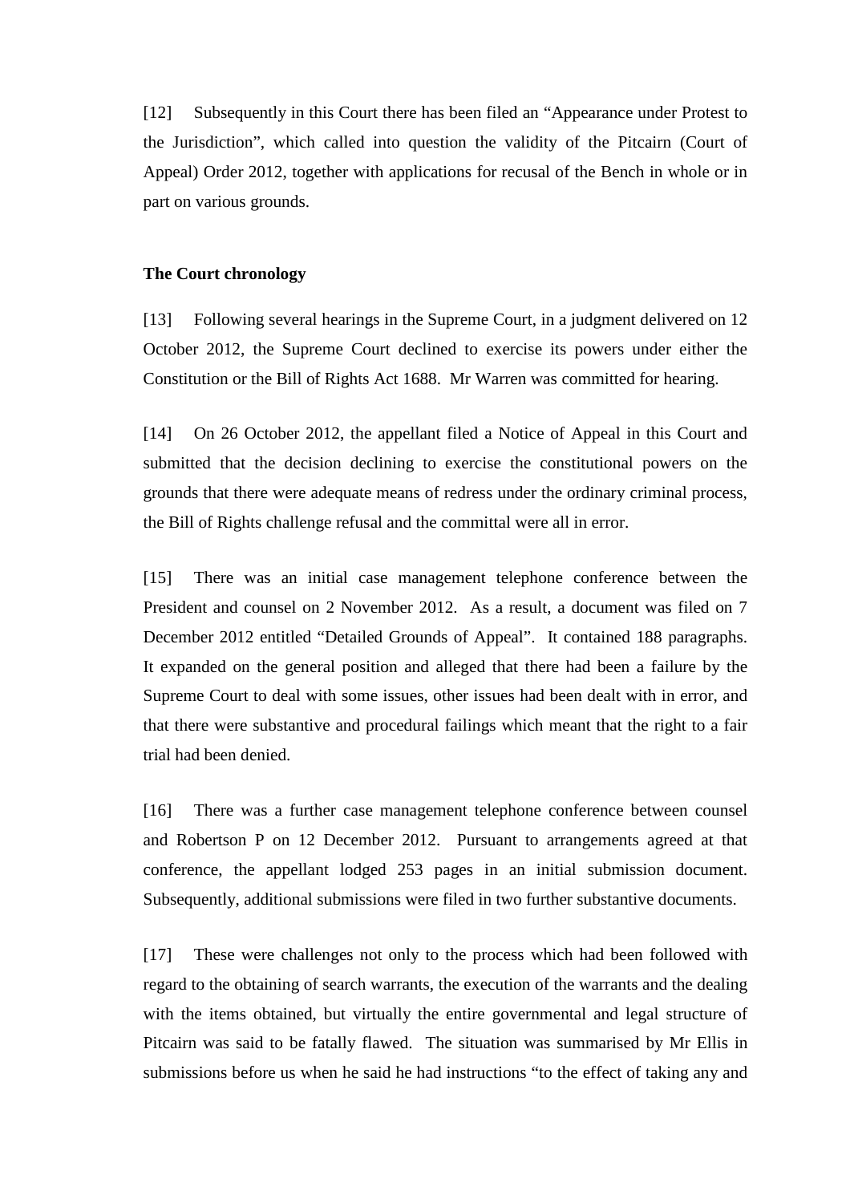[12] Subsequently in this Court there has been filed an "Appearance under Protest to the Jurisdiction", which called into question the validity of the Pitcairn (Court of Appeal) Order 2012, together with applications for recusal of the Bench in whole or in part on various grounds.

**The Court chronology**

[13] Following several hearings in the Supreme Court, in a judgment delivered on 12 October 2012, the Supreme Court declined to exercise its powers under either the Constitution or the Bill of Rights Act 1688. Mr Warren was committed for hearing.

[14] On 26 October 2012, the appellant filed a Notice of Appeal in this Court and submitted that the decision declining to exercise the constitutional powers on the grounds that there were adequate means of redress under the ordinary criminal process, the Bill of Rights challenge refusal and the committal were all in error.

[15] There was an initial case management telephone conference between the President and counsel on 2 November 2012. As a result, a document was filed on 7 December 2012 entitled "Detailed Grounds of Appeal". It contained 188 paragraphs. It expanded on the general position and alleged that there had been a failure by the Supreme Court to deal with some issues, other issues had been dealt with in error, and that there were substantive and procedural failings which meant that the right to a fair trial had been denied.

[16] There was a further case management telephone conference between counsel and Robertson P on 12 December 2012. Pursuant to arrangements agreed at that conference, the appellant lodged 253 pages in an initial submission document. Subsequently, additional submissions were filed in two further substantive documents.

[17] These were challenges not only to the process which had been followed with regard to the obtaining of search warrants, the execution of the warrants and the dealing with the items obtained, but virtually the entire governmental and legal structure of Pitcairn was said to be fatally flawed. The situation was summarised by Mr Ellis in submissions before us when he said he had instructions "to the effect of taking any and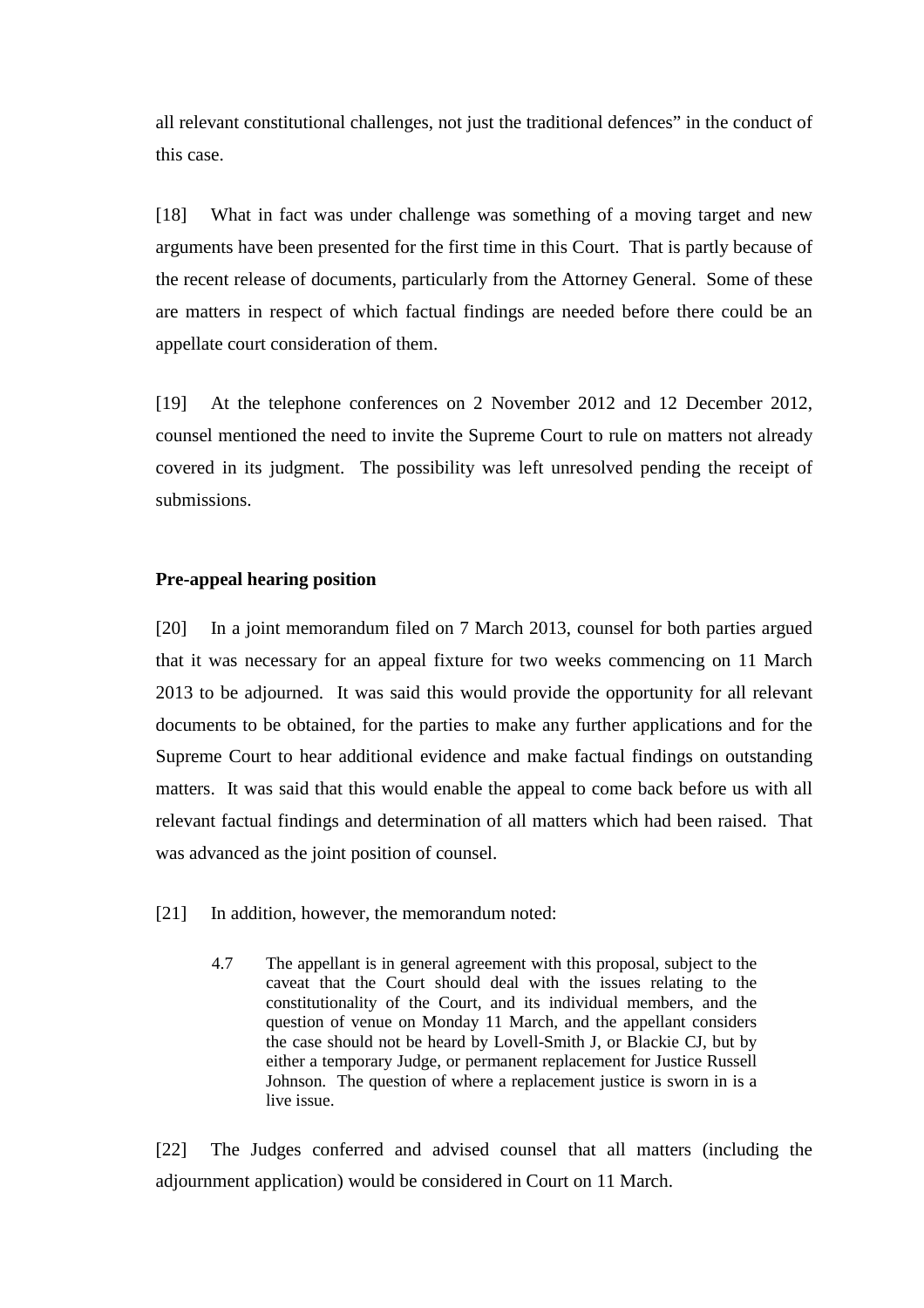all relevant constitutional challenges, not just the traditional defences" in the conduct of this case.

[18] What in fact was under challenge was something of a moving target and new arguments have been presented for the first time in this Court. That is partly because of the recent release of documents, particularly from the Attorney General. Some of these are matters in respect of which factual findings are needed before there could be an appellate court consideration of them.

[19] At the telephone conferences on 2 November 2012 and 12 December 2012, counsel mentioned the need to invite the Supreme Court to rule on matters not already covered in its judgment. The possibility was left unresolved pending the receipt of submissions.

**Pre-appeal hearing position**

[20] In a joint memorandum filed on 7 March 2013, counsel for both parties argued that it was necessary for an appeal fixture for two weeks commencing on 11 March 2013 to be adjourned. It was said this would provide the opportunity for all relevant documents to be obtained, for the parties to make any further applications and for the Supreme Court to hear additional evidence and make factual findings on outstanding matters. It was said that this would enable the appeal to come back before us with all relevant factual findings and determination of all matters which had been raised. That was advanced as the joint position of counsel.

[21] In addition, however, the memorandum noted:

> 4.7 The appellant is in general agreement with this proposal, subject to the caveat that the Court should deal with the issues relating to the constitutionality of the Court, and its individual members, and the question of venue on Monday 11 March, and the appellant considers the case should not be heard by Lovell-Smith J, or Blackie CJ, but by either a temporary Judge, or permanent replacement for Justice Russell Johnson. The question of where a replacement justice is sworn in is a live issue.

[22] The Judges conferred and advised counsel that all matters (including the adjournment application) would be considered in Court on 11 March.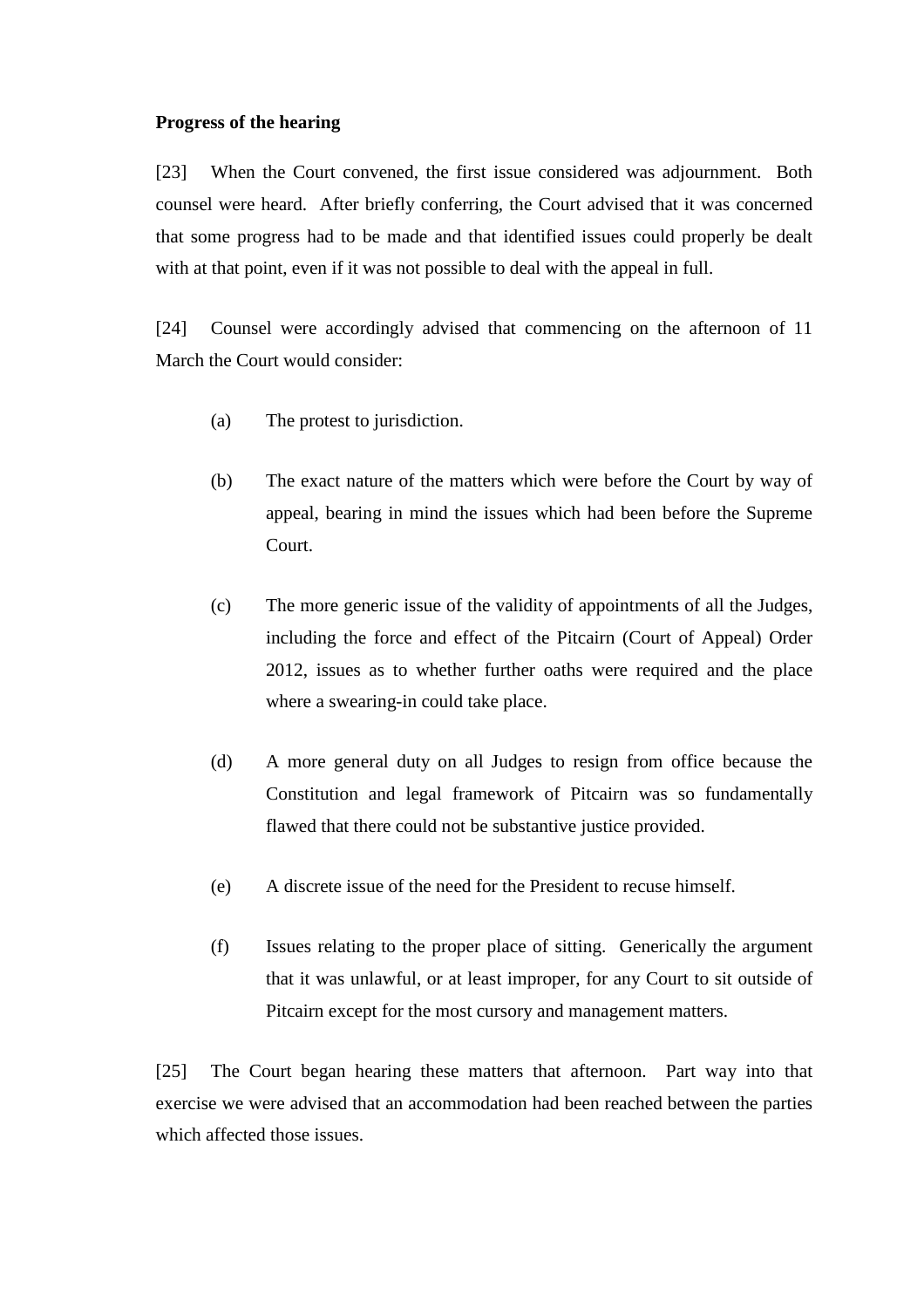**Progress of the hearing**

[23] When the Court convened, the first issue considered was adjournment. Both counsel were heard. After briefly conferring, the Court advised that it was concerned that some progress had to be made and that identified issues could properly be dealt with at that point, even if it was not possible to deal with the appeal in full.

[24] Counsel were accordingly advised that commencing on the afternoon of 11 March the Court would consider:

(a) The protest to jurisdiction.

(b) The exact nature of the matters which were before the Court by way of appeal, bearing in mind the issues which had been before the Supreme Court.

(c) The more generic issue of the validity of appointments of all the Judges, including the force and effect of the Pitcairn (Court of Appeal) Order 2012, issues as to whether further oaths were required and the place where a swearing-in could take place.

(d) A more general duty on all Judges to resign from office because the Constitution and legal framework of Pitcairn was so fundamentally flawed that there could not be substantive justice provided.

(e) A discrete issue of the need for the President to recuse himself.

(f) Issues relating to the proper place of sitting. Generically the argument that it was unlawful, or at least improper, for any Court to sit outside of Pitcairn except for the most cursory and management matters.

[25] The Court began hearing these matters that afternoon. Part way into that exercise we were advised that an accommodation had been reached between the parties which affected those issues.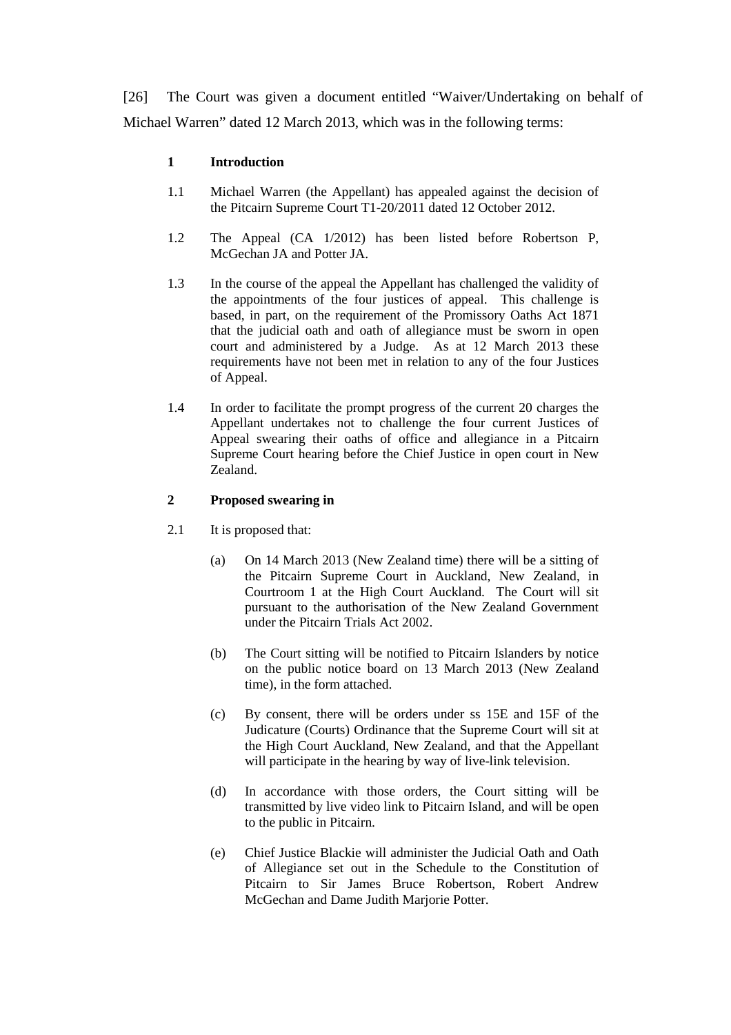[26] The Court was given a document entitled "Waiver/Undertaking on behalf of Michael Warren" dated 12 March 2013, which was in the following terms:

> **1 Introduction**
>
> 1.1 Michael Warren (the Appellant) has appealed against the decision of the Pitcairn Supreme Court T1-20/2011 dated 12 October 2012.
>
> 1.2 The Appeal (CA 1/2012) has been listed before Robertson P, McGechan JA and Potter JA.
>
> 1.3 In the course of the appeal the Appellant has challenged the validity of the appointments of the four justices of appeal. This challenge is based, in part, on the requirement of the Promissory Oaths Act 1871 that the judicial oath and oath of allegiance must be sworn in open court and administered by a Judge. As at 12 March 2013 these requirements have not been met in relation to any of the four Justices of Appeal.
>
> 1.4 In order to facilitate the prompt progress of the current 20 charges the Appellant undertakes not to challenge the four current Justices of Appeal swearing their oaths of office and allegiance in a Pitcairn Supreme Court hearing before the Chief Justice in open court in New Zealand.
>
> **2 Proposed swearing in**
>
> 2.1 It is proposed that:
>
> (a) On 14 March 2013 (New Zealand time) there will be a sitting of the Pitcairn Supreme Court in Auckland, New Zealand, in Courtroom 1 at the High Court Auckland. The Court will sit pursuant to the authorisation of the New Zealand Government under the Pitcairn Trials Act 2002.
>
> (b) The Court sitting will be notified to Pitcairn Islanders by notice on the public notice board on 13 March 2013 (New Zealand time), in the form attached.
>
> (c) By consent, there will be orders under ss 15E and 15F of the Judicature (Courts) Ordinance that the Supreme Court will sit at the High Court Auckland, New Zealand, and that the Appellant will participate in the hearing by way of live-link television.
>
> (d) In accordance with those orders, the Court sitting will be transmitted by live video link to Pitcairn Island, and will be open to the public in Pitcairn.
>
> (e) Chief Justice Blackie will administer the Judicial Oath and Oath of Allegiance set out in the Schedule to the Constitution of Pitcairn to Sir James Bruce Robertson, Robert Andrew McGechan and Dame Judith Marjorie Potter.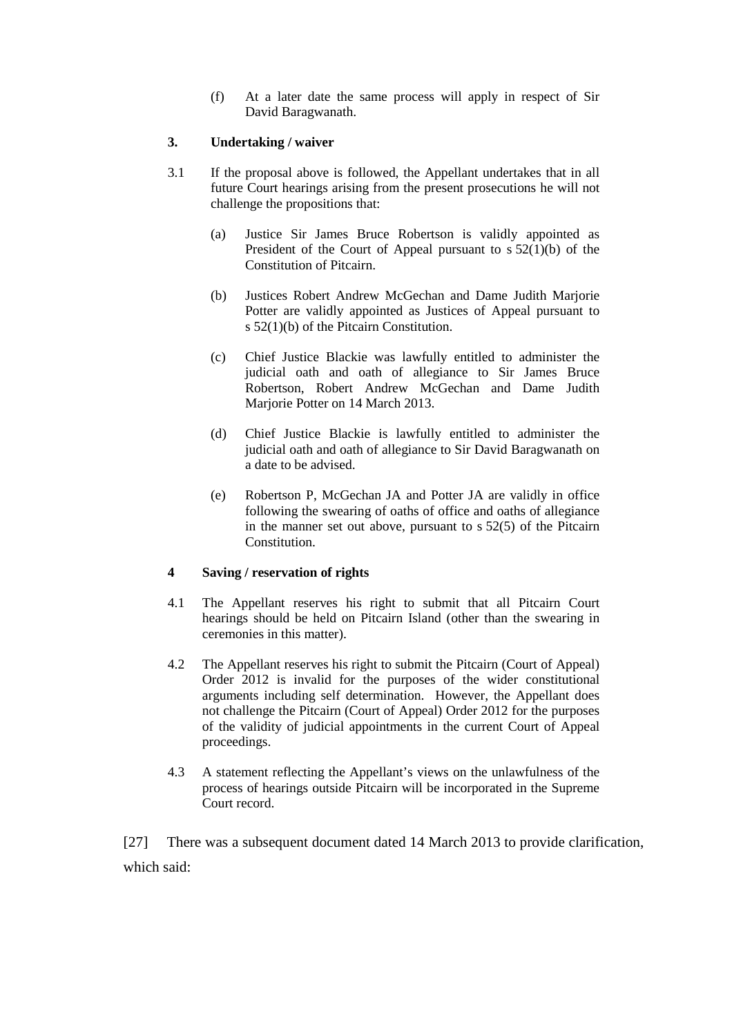(f) At a later date the same process will apply in respect of Sir David Baragwanath.

**3. Undertaking / waiver**

3.1 If the proposal above is followed, the Appellant undertakes that in all future Court hearings arising from the present prosecutions he will not challenge the propositions that:

(a) Justice Sir James Bruce Robertson is validly appointed as President of the Court of Appeal pursuant to s 52(1)(b) of the Constitution of Pitcairn.

(b) Justices Robert Andrew McGechan and Dame Judith Marjorie Potter are validly appointed as Justices of Appeal pursuant to s 52(1)(b) of the Pitcairn Constitution.

(c) Chief Justice Blackie was lawfully entitled to administer the judicial oath and oath of allegiance to Sir James Bruce Robertson, Robert Andrew McGechan and Dame Judith Marjorie Potter on 14 March 2013.

(d) Chief Justice Blackie is lawfully entitled to administer the judicial oath and oath of allegiance to Sir David Baragwanath on a date to be advised.

(e) Robertson P, McGechan JA and Potter JA are validly in office following the swearing of oaths of office and oaths of allegiance in the manner set out above, pursuant to s 52(5) of the Pitcairn Constitution.

**4 Saving / reservation of rights**

4.1 The Appellant reserves his right to submit that all Pitcairn Court hearings should be held on Pitcairn Island (other than the swearing in ceremonies in this matter).

4.2 The Appellant reserves his right to submit the Pitcairn (Court of Appeal) Order 2012 is invalid for the purposes of the wider constitutional arguments including self determination. However, the Appellant does not challenge the Pitcairn (Court of Appeal) Order 2012 for the purposes of the validity of judicial appointments in the current Court of Appeal proceedings.

4.3 A statement reflecting the Appellant's views on the unlawfulness of the process of hearings outside Pitcairn will be incorporated in the Supreme Court record.

[27] There was a subsequent document dated 14 March 2013 to provide clarification, which said: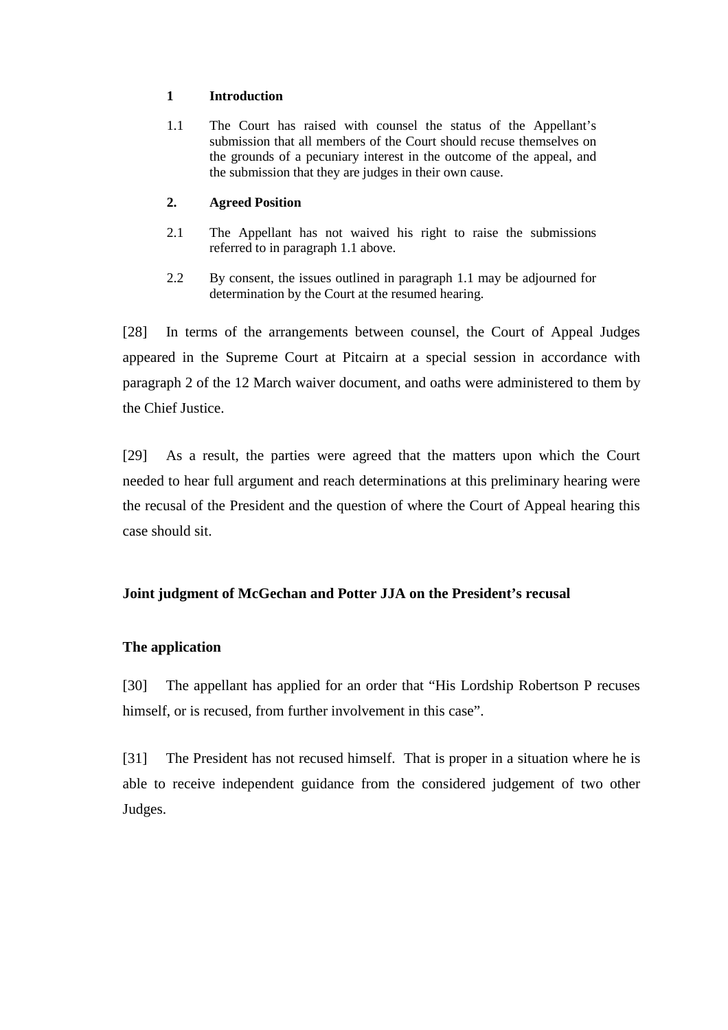**1 Introduction**

1.1 The Court has raised with counsel the status of the Appellant's submission that all members of the Court should recuse themselves on the grounds of a pecuniary interest in the outcome of the appeal, and the submission that they are judges in their own cause.

**2. Agreed Position**

2.1 The Appellant has not waived his right to raise the submissions referred to in paragraph 1.1 above.

2.2 By consent, the issues outlined in paragraph 1.1 may be adjourned for determination by the Court at the resumed hearing.

[28] In terms of the arrangements between counsel, the Court of Appeal Judges appeared in the Supreme Court at Pitcairn at a special session in accordance with paragraph 2 of the 12 March waiver document, and oaths were administered to them by the Chief Justice.

[29] As a result, the parties were agreed that the matters upon which the Court needed to hear full argument and reach determinations at this preliminary hearing were the recusal of the President and the question of where the Court of Appeal hearing this case should sit.

**Joint judgment of McGechan and Potter JJA on the President's recusal**

**The application**

[30] The appellant has applied for an order that "His Lordship Robertson P recuses himself, or is recused, from further involvement in this case".

[31] The President has not recused himself. That is proper in a situation where he is able to receive independent guidance from the considered judgement of two other Judges.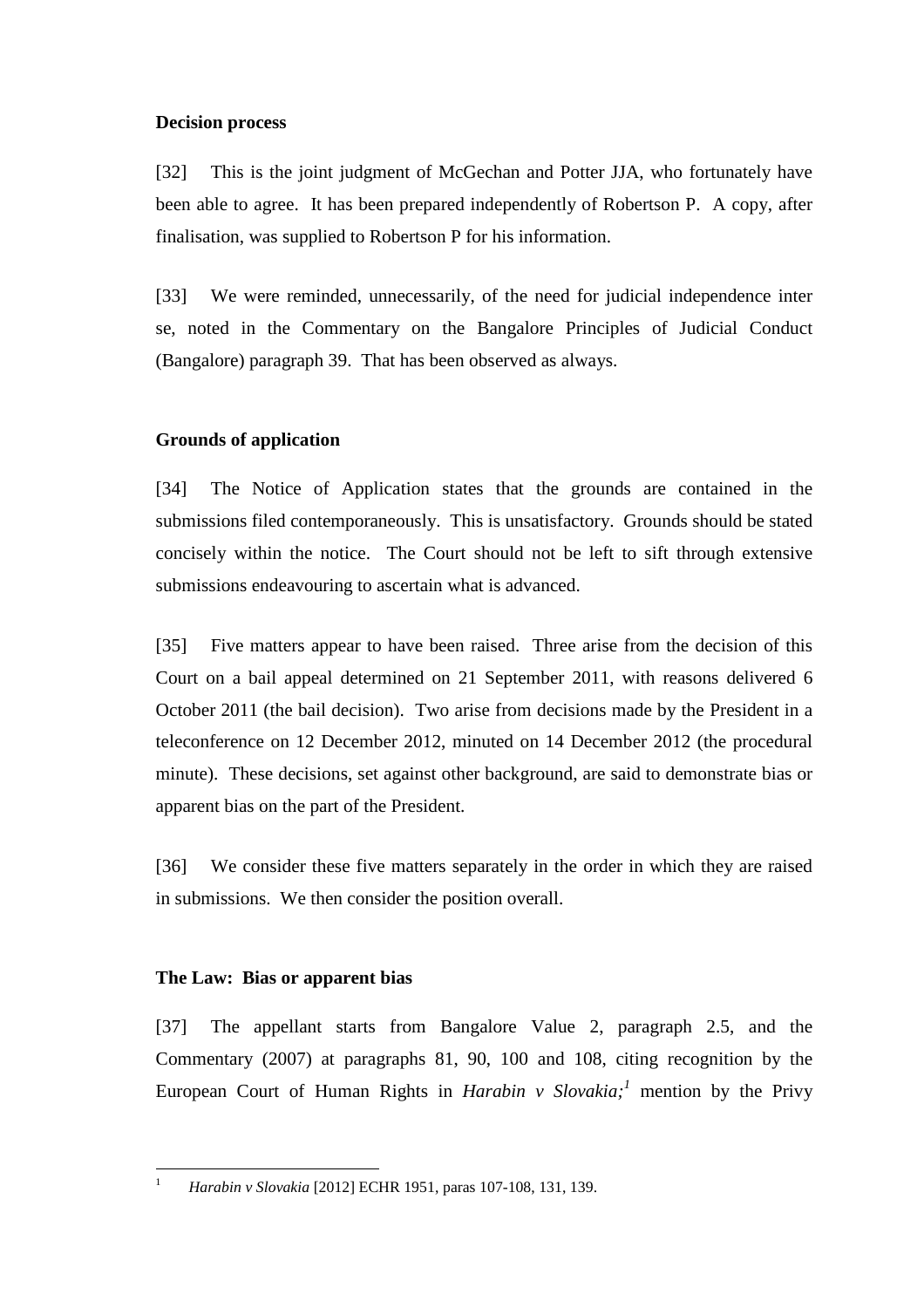**Decision process**

[32] This is the joint judgment of McGechan and Potter JJA, who fortunately have been able to agree. It has been prepared independently of Robertson P. A copy, after finalisation, was supplied to Robertson P for his information.

[33] We were reminded, unnecessarily, of the need for judicial independence inter se, noted in the Commentary on the Bangalore Principles of Judicial Conduct (Bangalore) paragraph 39. That has been observed as always.

**Grounds of application**

[34] The Notice of Application states that the grounds are contained in the submissions filed contemporaneously. This is unsatisfactory. Grounds should be stated concisely within the notice. The Court should not be left to sift through extensive submissions endeavouring to ascertain what is advanced.

[35] Five matters appear to have been raised. Three arise from the decision of this Court on a bail appeal determined on 21 September 2011, with reasons delivered 6 October 2011 (the bail decision). Two arise from decisions made by the President in a teleconference on 12 December 2012, minuted on 14 December 2012 (the procedural minute). These decisions, set against other background, are said to demonstrate bias or apparent bias on the part of the President.

[36] We consider these five matters separately in the order in which they are raised in submissions. We then consider the position overall.

**The Law: Bias or apparent bias**

[37] The appellant starts from Bangalore Value 2, paragraph 2.5, and the Commentary (2007) at paragraphs 81, 90, 100 and 108, citing recognition by the European Court of Human Rights in *Harabin v Slovakia;*[1] mention by the Privy

---

[1] *Harabin v Slovakia* [2012] ECHR 1951, paras 107-108, 131, 139.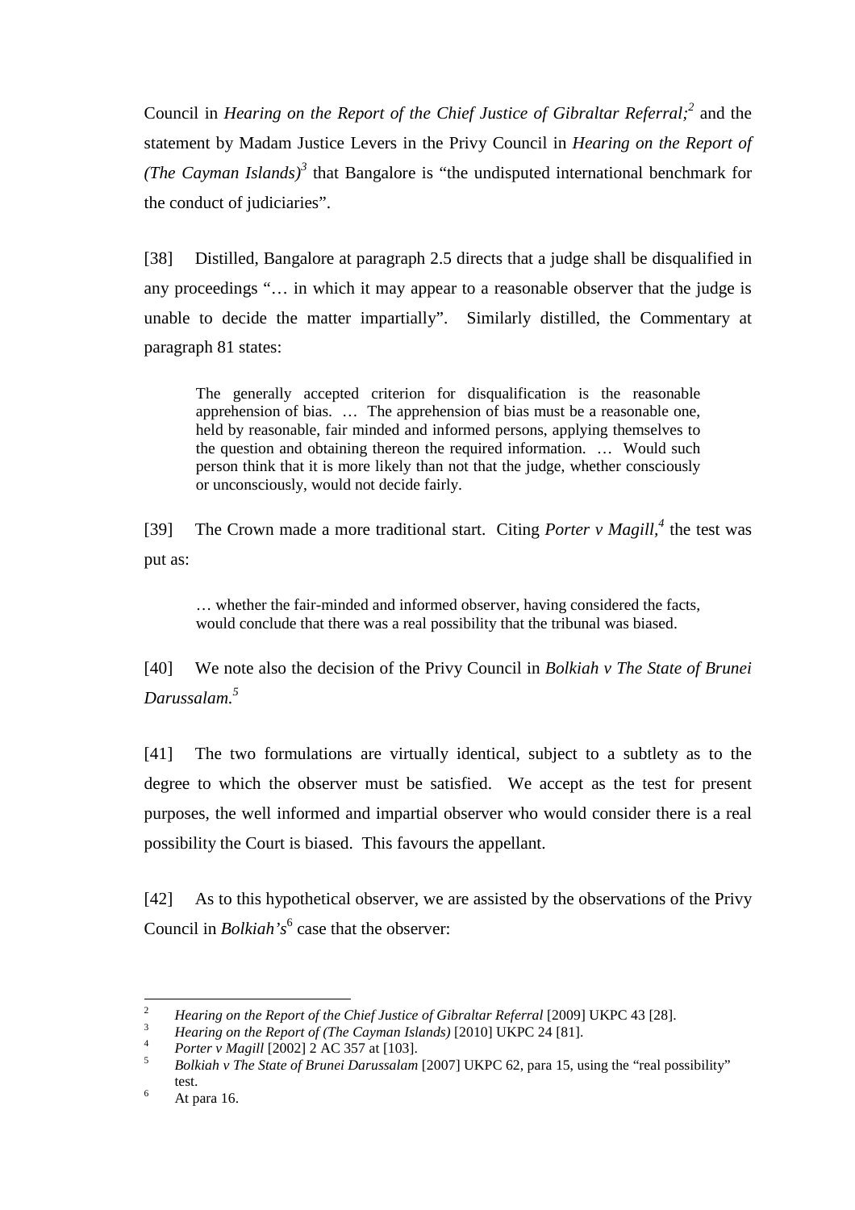Council in *Hearing on the Report of the Chief Justice of Gibraltar Referral;*[2] and the statement by Madam Justice Levers in the Privy Council in *Hearing on the Report of (The Cayman Islands)*[3] that Bangalore is "the undisputed international benchmark for the conduct of judiciaries".

[38] Distilled, Bangalore at paragraph 2.5 directs that a judge shall be disqualified in any proceedings "… in which it may appear to a reasonable observer that the judge is unable to decide the matter impartially". Similarly distilled, the Commentary at paragraph 81 states:

> The generally accepted criterion for disqualification is the reasonable apprehension of bias. … The apprehension of bias must be a reasonable one, held by reasonable, fair minded and informed persons, applying themselves to the question and obtaining thereon the required information. … Would such person think that it is more likely than not that the judge, whether consciously or unconsciously, would not decide fairly.

[39] The Crown made a more traditional start. Citing *Porter v Magill*,[4] the test was put as:

> … whether the fair-minded and informed observer, having considered the facts, would conclude that there was a real possibility that the tribunal was biased.

[40] We note also the decision of the Privy Council in *Bolkiah v The State of Brunei Darussalam.*[5]

[41] The two formulations are virtually identical, subject to a subtlety as to the degree to which the observer must be satisfied. We accept as the test for present purposes, the well informed and impartial observer who would consider there is a real possibility the Court is biased. This favours the appellant.

[42] As to this hypothetical observer, we are assisted by the observations of the Privy Council in *Bolkiah's*[6] case that the observer:

---

[2] *Hearing on the Report of the Chief Justice of Gibraltar Referral* [2009] UKPC 43 [28].

[3] *Hearing on the Report of (The Cayman Islands)* [2010] UKPC 24 [81].

[4] *Porter v Magill* [2002] 2 AC 357 at [103].

[5] *Bolkiah v The State of Brunei Darussalam* [2007] UKPC 62, para 15, using the "real possibility" test.

[6] At para 16.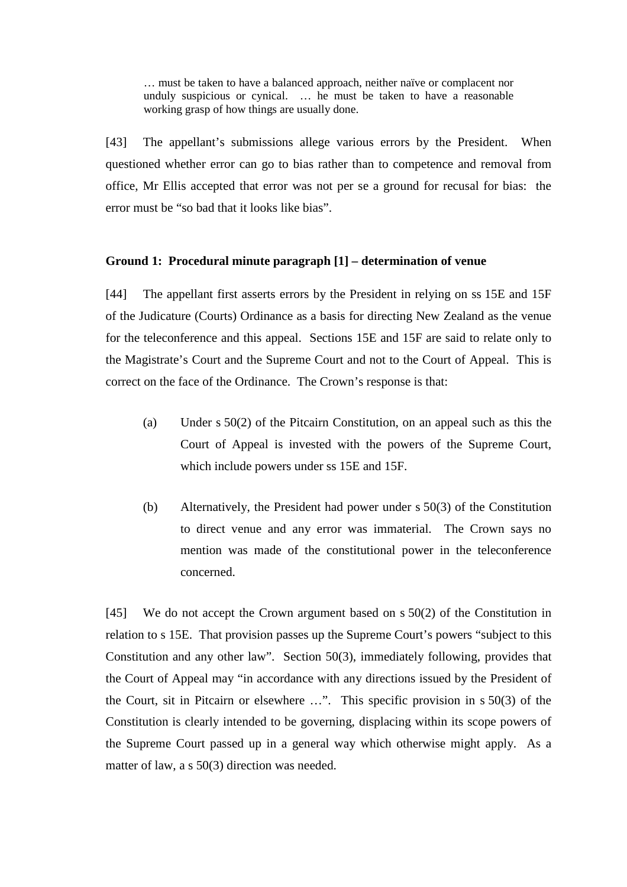> … must be taken to have a balanced approach, neither naïve or complacent nor unduly suspicious or cynical. … he must be taken to have a reasonable working grasp of how things are usually done.

[43] The appellant's submissions allege various errors by the President. When questioned whether error can go to bias rather than to competence and removal from office, Mr Ellis accepted that error was not per se a ground for recusal for bias: the error must be "so bad that it looks like bias".

**Ground 1: Procedural minute paragraph [1] – determination of venue**

[44] The appellant first asserts errors by the President in relying on ss 15E and 15F of the Judicature (Courts) Ordinance as a basis for directing New Zealand as the venue for the teleconference and this appeal. Sections 15E and 15F are said to relate only to the Magistrate's Court and the Supreme Court and not to the Court of Appeal. This is correct on the face of the Ordinance. The Crown's response is that:

(a) Under s 50(2) of the Pitcairn Constitution, on an appeal such as this the Court of Appeal is invested with the powers of the Supreme Court, which include powers under ss 15E and 15F.

(b) Alternatively, the President had power under s 50(3) of the Constitution to direct venue and any error was immaterial. The Crown says no mention was made of the constitutional power in the teleconference concerned.

[45] We do not accept the Crown argument based on s 50(2) of the Constitution in relation to s 15E. That provision passes up the Supreme Court's powers "subject to this Constitution and any other law". Section 50(3), immediately following, provides that the Court of Appeal may "in accordance with any directions issued by the President of the Court, sit in Pitcairn or elsewhere …". This specific provision in s 50(3) of the Constitution is clearly intended to be governing, displacing within its scope powers of the Supreme Court passed up in a general way which otherwise might apply. As a matter of law, a s 50(3) direction was needed.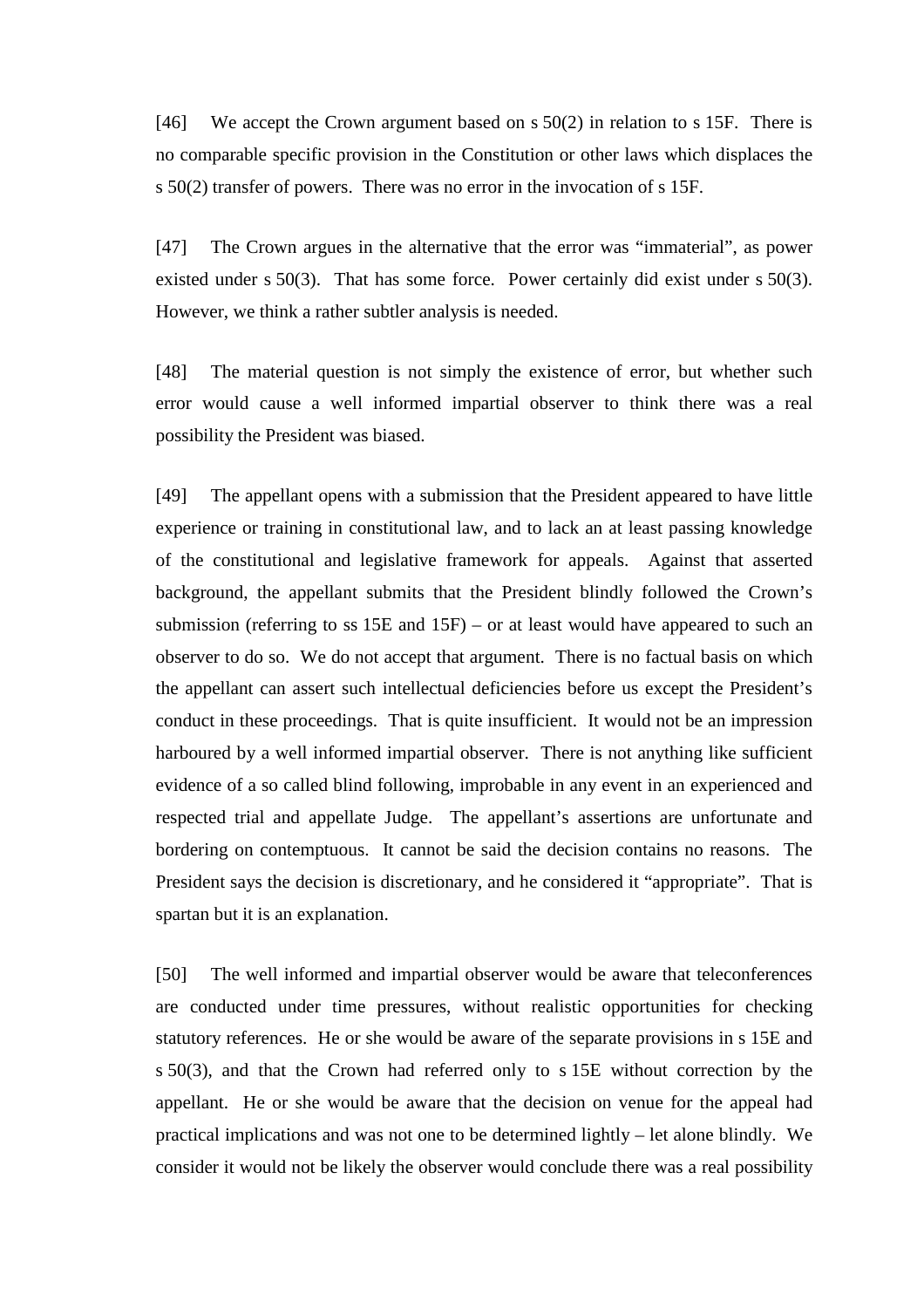[46] We accept the Crown argument based on s 50(2) in relation to s 15F. There is no comparable specific provision in the Constitution or other laws which displaces the s 50(2) transfer of powers. There was no error in the invocation of s 15F.

[47] The Crown argues in the alternative that the error was "immaterial", as power existed under s 50(3). That has some force. Power certainly did exist under s 50(3). However, we think a rather subtler analysis is needed.

[48] The material question is not simply the existence of error, but whether such error would cause a well informed impartial observer to think there was a real possibility the President was biased.

[49] The appellant opens with a submission that the President appeared to have little experience or training in constitutional law, and to lack an at least passing knowledge of the constitutional and legislative framework for appeals. Against that asserted background, the appellant submits that the President blindly followed the Crown's submission (referring to ss 15E and 15F) – or at least would have appeared to such an observer to do so. We do not accept that argument. There is no factual basis on which the appellant can assert such intellectual deficiencies before us except the President's conduct in these proceedings. That is quite insufficient. It would not be an impression harboured by a well informed impartial observer. There is not anything like sufficient evidence of a so called blind following, improbable in any event in an experienced and respected trial and appellate Judge. The appellant's assertions are unfortunate and bordering on contemptuous. It cannot be said the decision contains no reasons. The President says the decision is discretionary, and he considered it "appropriate". That is spartan but it is an explanation.

[50] The well informed and impartial observer would be aware that teleconferences are conducted under time pressures, without realistic opportunities for checking statutory references. He or she would be aware of the separate provisions in s 15E and s 50(3), and that the Crown had referred only to s 15E without correction by the appellant. He or she would be aware that the decision on venue for the appeal had practical implications and was not one to be determined lightly – let alone blindly. We consider it would not be likely the observer would conclude there was a real possibility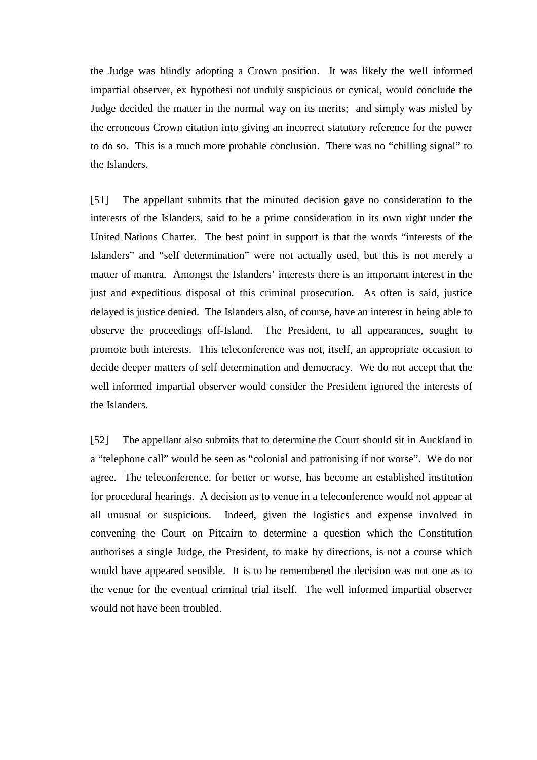the Judge was blindly adopting a Crown position. It was likely the well informed impartial observer, ex hypothesi not unduly suspicious or cynical, would conclude the Judge decided the matter in the normal way on its merits; and simply was misled by the erroneous Crown citation into giving an incorrect statutory reference for the power to do so. This is a much more probable conclusion. There was no "chilling signal" to the Islanders.

[51] The appellant submits that the minuted decision gave no consideration to the interests of the Islanders, said to be a prime consideration in its own right under the United Nations Charter. The best point in support is that the words "interests of the Islanders" and "self determination" were not actually used, but this is not merely a matter of mantra. Amongst the Islanders' interests there is an important interest in the just and expeditious disposal of this criminal prosecution. As often is said, justice delayed is justice denied. The Islanders also, of course, have an interest in being able to observe the proceedings off-Island. The President, to all appearances, sought to promote both interests. This teleconference was not, itself, an appropriate occasion to decide deeper matters of self determination and democracy. We do not accept that the well informed impartial observer would consider the President ignored the interests of the Islanders.

[52] The appellant also submits that to determine the Court should sit in Auckland in a "telephone call" would be seen as "colonial and patronising if not worse". We do not agree. The teleconference, for better or worse, has become an established institution for procedural hearings. A decision as to venue in a teleconference would not appear at all unusual or suspicious. Indeed, given the logistics and expense involved in convening the Court on Pitcairn to determine a question which the Constitution authorises a single Judge, the President, to make by directions, is not a course which would have appeared sensible. It is to be remembered the decision was not one as to the venue for the eventual criminal trial itself. The well informed impartial observer would not have been troubled.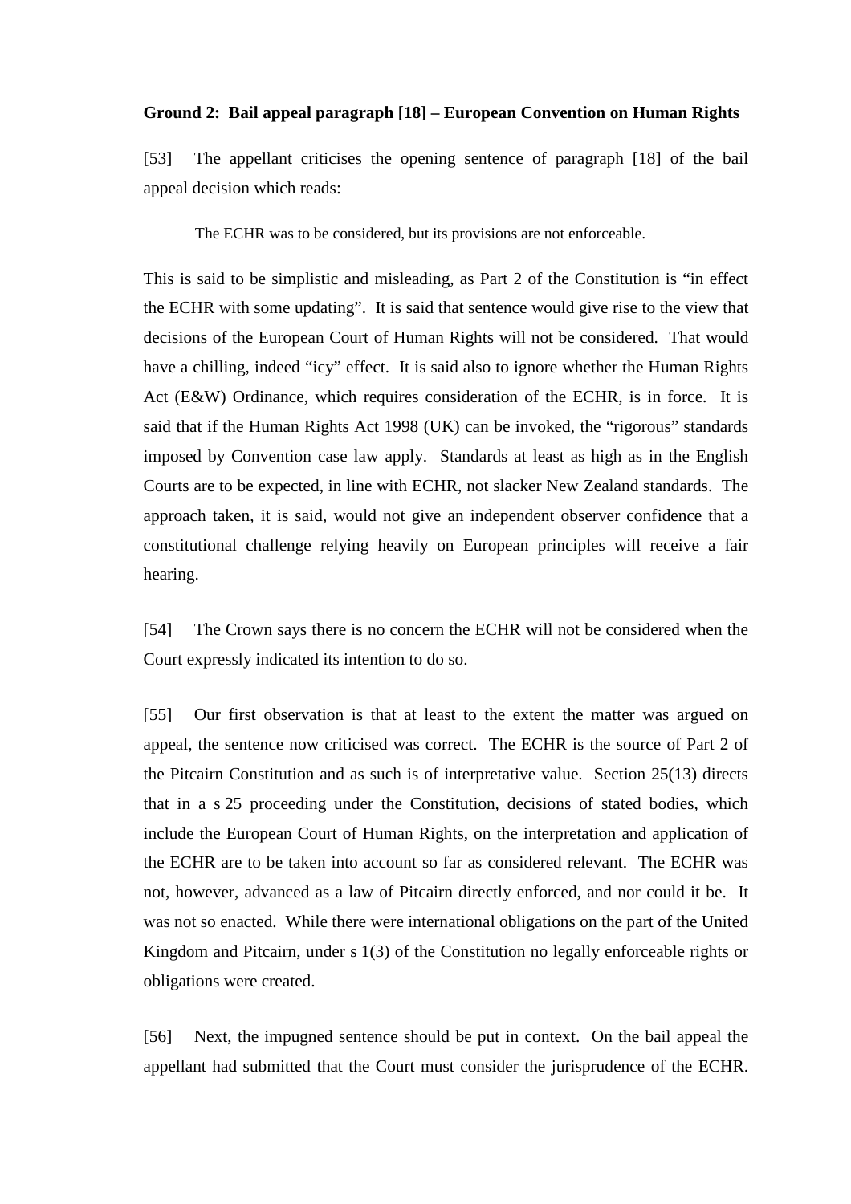**Ground 2: Bail appeal paragraph [18] – European Convention on Human Rights**

[53] The appellant criticises the opening sentence of paragraph [18] of the bail appeal decision which reads:

> The ECHR was to be considered, but its provisions are not enforceable.

This is said to be simplistic and misleading, as Part 2 of the Constitution is "in effect the ECHR with some updating". It is said that sentence would give rise to the view that decisions of the European Court of Human Rights will not be considered. That would have a chilling, indeed "icy" effect. It is said also to ignore whether the Human Rights Act (E&W) Ordinance, which requires consideration of the ECHR, is in force. It is said that if the Human Rights Act 1998 (UK) can be invoked, the "rigorous" standards imposed by Convention case law apply. Standards at least as high as in the English Courts are to be expected, in line with ECHR, not slacker New Zealand standards. The approach taken, it is said, would not give an independent observer confidence that a constitutional challenge relying heavily on European principles will receive a fair hearing.

[54] The Crown says there is no concern the ECHR will not be considered when the Court expressly indicated its intention to do so.

[55] Our first observation is that at least to the extent the matter was argued on appeal, the sentence now criticised was correct. The ECHR is the source of Part 2 of the Pitcairn Constitution and as such is of interpretative value. Section 25(13) directs that in a s 25 proceeding under the Constitution, decisions of stated bodies, which include the European Court of Human Rights, on the interpretation and application of the ECHR are to be taken into account so far as considered relevant. The ECHR was not, however, advanced as a law of Pitcairn directly enforced, and nor could it be. It was not so enacted. While there were international obligations on the part of the United Kingdom and Pitcairn, under s 1(3) of the Constitution no legally enforceable rights or obligations were created.

[56] Next, the impugned sentence should be put in context. On the bail appeal the appellant had submitted that the Court must consider the jurisprudence of the ECHR.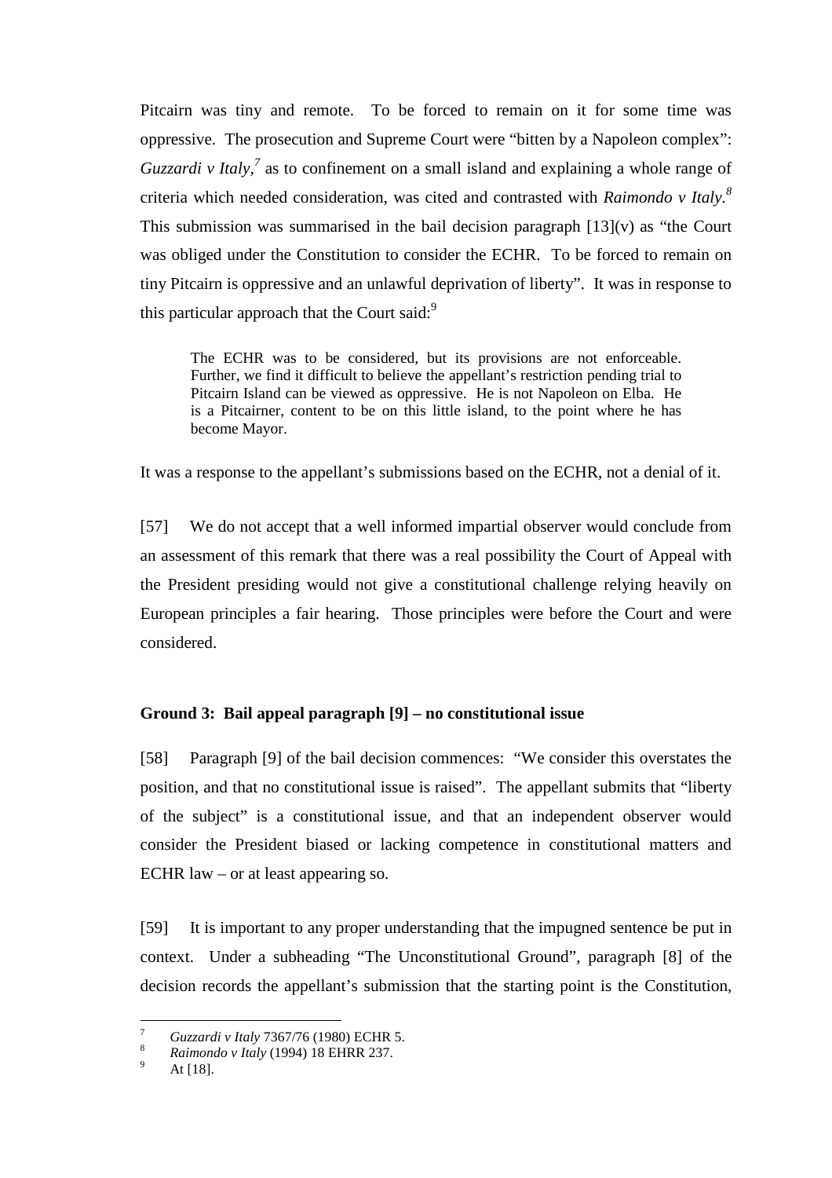Pitcairn was tiny and remote. To be forced to remain on it for some time was oppressive. The prosecution and Supreme Court were "bitten by a Napoleon complex": *Guzzardi v Italy*,[7] as to confinement on a small island and explaining a whole range of criteria which needed consideration, was cited and contrasted with *Raimondo v Italy*.[8] This submission was summarised in the bail decision paragraph [13](v) as "the Court was obliged under the Constitution to consider the ECHR. To be forced to remain on tiny Pitcairn is oppressive and an unlawful deprivation of liberty". It was in response to this particular approach that the Court said:[9]

> The ECHR was to be considered, but its provisions are not enforceable. Further, we find it difficult to believe the appellant's restriction pending trial to Pitcairn Island can be viewed as oppressive. He is not Napoleon on Elba. He is a Pitcairner, content to be on this little island, to the point where he has become Mayor.

It was a response to the appellant's submissions based on the ECHR, not a denial of it.

[57] We do not accept that a well informed impartial observer would conclude from an assessment of this remark that there was a real possibility the Court of Appeal with the President presiding would not give a constitutional challenge relying heavily on European principles a fair hearing. Those principles were before the Court and were considered.

### Ground 3: Bail appeal paragraph [9] – no constitutional issue

[58] Paragraph [9] of the bail decision commences: "We consider this overstates the position, and that no constitutional issue is raised". The appellant submits that "liberty of the subject" is a constitutional issue, and that an independent observer would consider the President biased or lacking competence in constitutional matters and ECHR law – or at least appearing so.

[59] It is important to any proper understanding that the impugned sentence be put in context. Under a subheading "The Unconstitutional Ground", paragraph [8] of the decision records the appellant's submission that the starting point is the Constitution,

---

[7] *Guzzardi v Italy* 7367/76 (1980) ECHR 5.

[8] *Raimondo v Italy* (1994) 18 EHRR 237.

[9] At [18].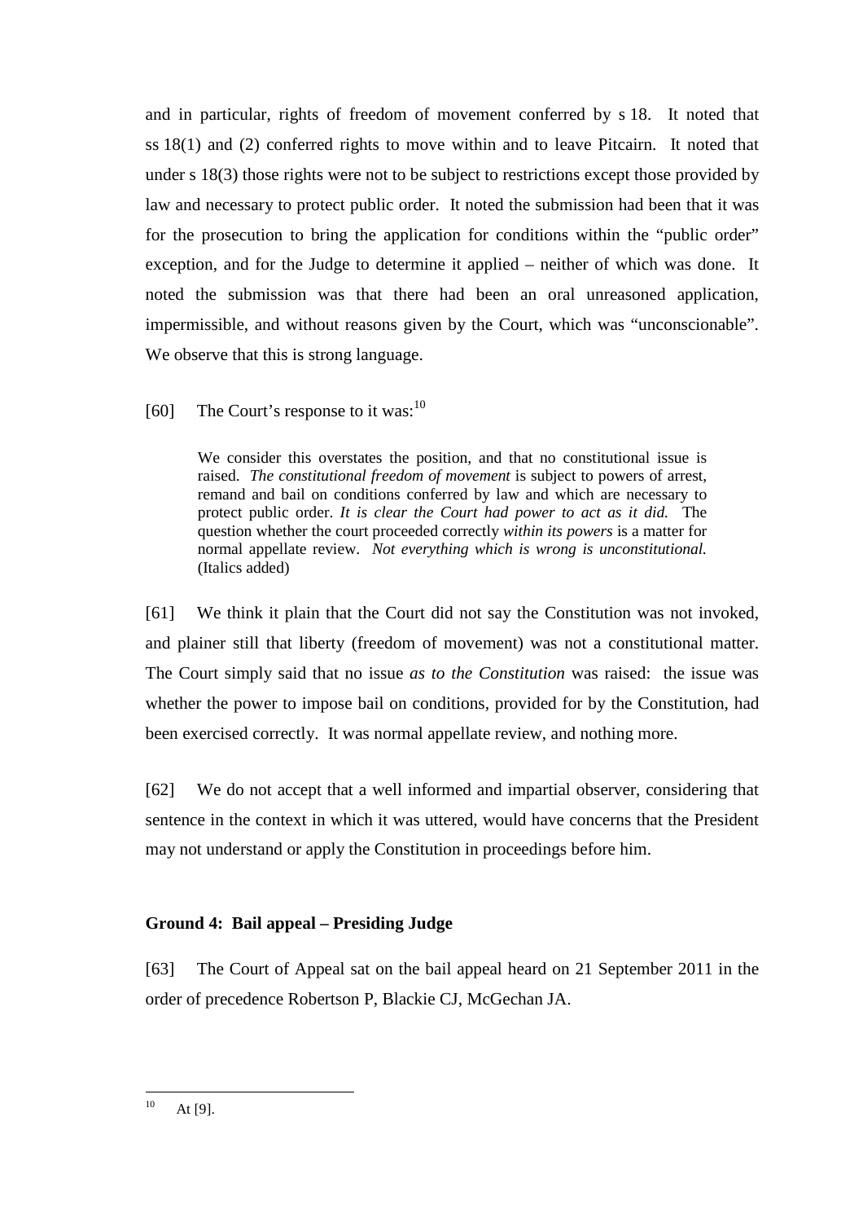and in particular, rights of freedom of movement conferred by s 18. It noted that ss 18(1) and (2) conferred rights to move within and to leave Pitcairn. It noted that under s 18(3) those rights were not to be subject to restrictions except those provided by law and necessary to protect public order. It noted the submission had been that it was for the prosecution to bring the application for conditions within the "public order" exception, and for the Judge to determine it applied – neither of which was done. It noted the submission was that there had been an oral unreasoned application, impermissible, and without reasons given by the Court, which was "unconscionable". We observe that this is strong language.

[60] The Court's response to it was:[10]

> We consider this overstates the position, and that no constitutional issue is raised. *The constitutional freedom of movement* is subject to powers of arrest, remand and bail on conditions conferred by law and which are necessary to protect public order. *It is clear the Court had power to act as it did.* The question whether the court proceeded correctly *within its powers* is a matter for normal appellate review. *Not everything which is wrong is unconstitutional.* (Italics added)

[61] We think it plain that the Court did not say the Constitution was not invoked, and plainer still that liberty (freedom of movement) was not a constitutional matter. The Court simply said that no issue *as to the Constitution* was raised: the issue was whether the power to impose bail on conditions, provided for by the Constitution, had been exercised correctly. It was normal appellate review, and nothing more.

[62] We do not accept that a well informed and impartial observer, considering that sentence in the context in which it was uttered, would have concerns that the President may not understand or apply the Constitution in proceedings before him.

### Ground 4: Bail appeal – Presiding Judge

[63] The Court of Appeal sat on the bail appeal heard on 21 September 2011 in the order of precedence Robertson P, Blackie CJ, McGechan JA.

---

[10] At [9].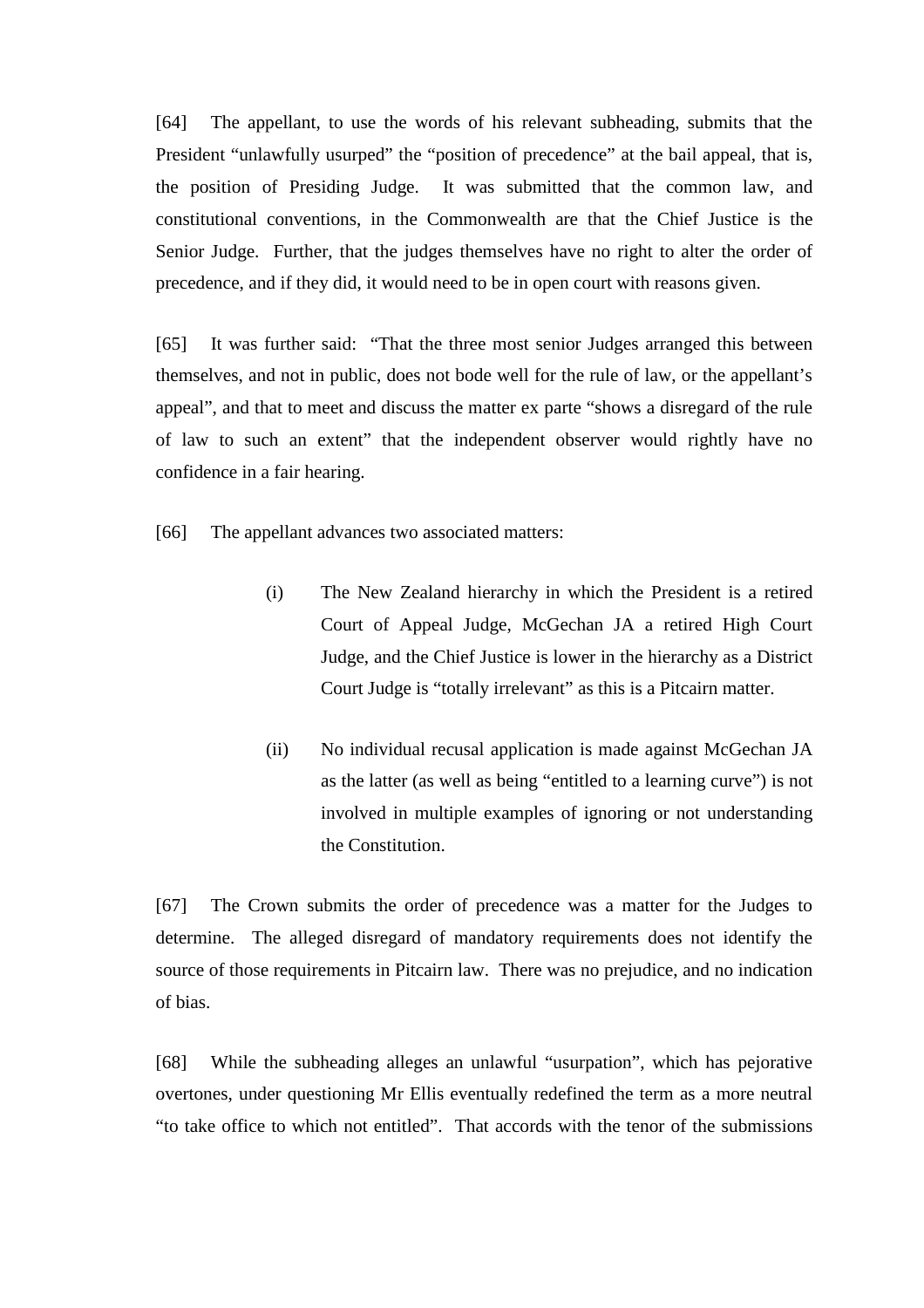[64] The appellant, to use the words of his relevant subheading, submits that the President "unlawfully usurped" the "position of precedence" at the bail appeal, that is, the position of Presiding Judge. It was submitted that the common law, and constitutional conventions, in the Commonwealth are that the Chief Justice is the Senior Judge. Further, that the judges themselves have no right to alter the order of precedence, and if they did, it would need to be in open court with reasons given.

[65] It was further said: "That the three most senior Judges arranged this between themselves, and not in public, does not bode well for the rule of law, or the appellant's appeal", and that to meet and discuss the matter ex parte "shows a disregard of the rule of law to such an extent" that the independent observer would rightly have no confidence in a fair hearing.

[66] The appellant advances two associated matters:

> (i) The New Zealand hierarchy in which the President is a retired Court of Appeal Judge, McGechan JA a retired High Court Judge, and the Chief Justice is lower in the hierarchy as a District Court Judge is "totally irrelevant" as this is a Pitcairn matter.
>
> (ii) No individual recusal application is made against McGechan JA as the latter (as well as being "entitled to a learning curve") is not involved in multiple examples of ignoring or not understanding the Constitution.

[67] The Crown submits the order of precedence was a matter for the Judges to determine. The alleged disregard of mandatory requirements does not identify the source of those requirements in Pitcairn law. There was no prejudice, and no indication of bias.

[68] While the subheading alleges an unlawful "usurpation", which has pejorative overtones, under questioning Mr Ellis eventually redefined the term as a more neutral "to take office to which not entitled". That accords with the tenor of the submissions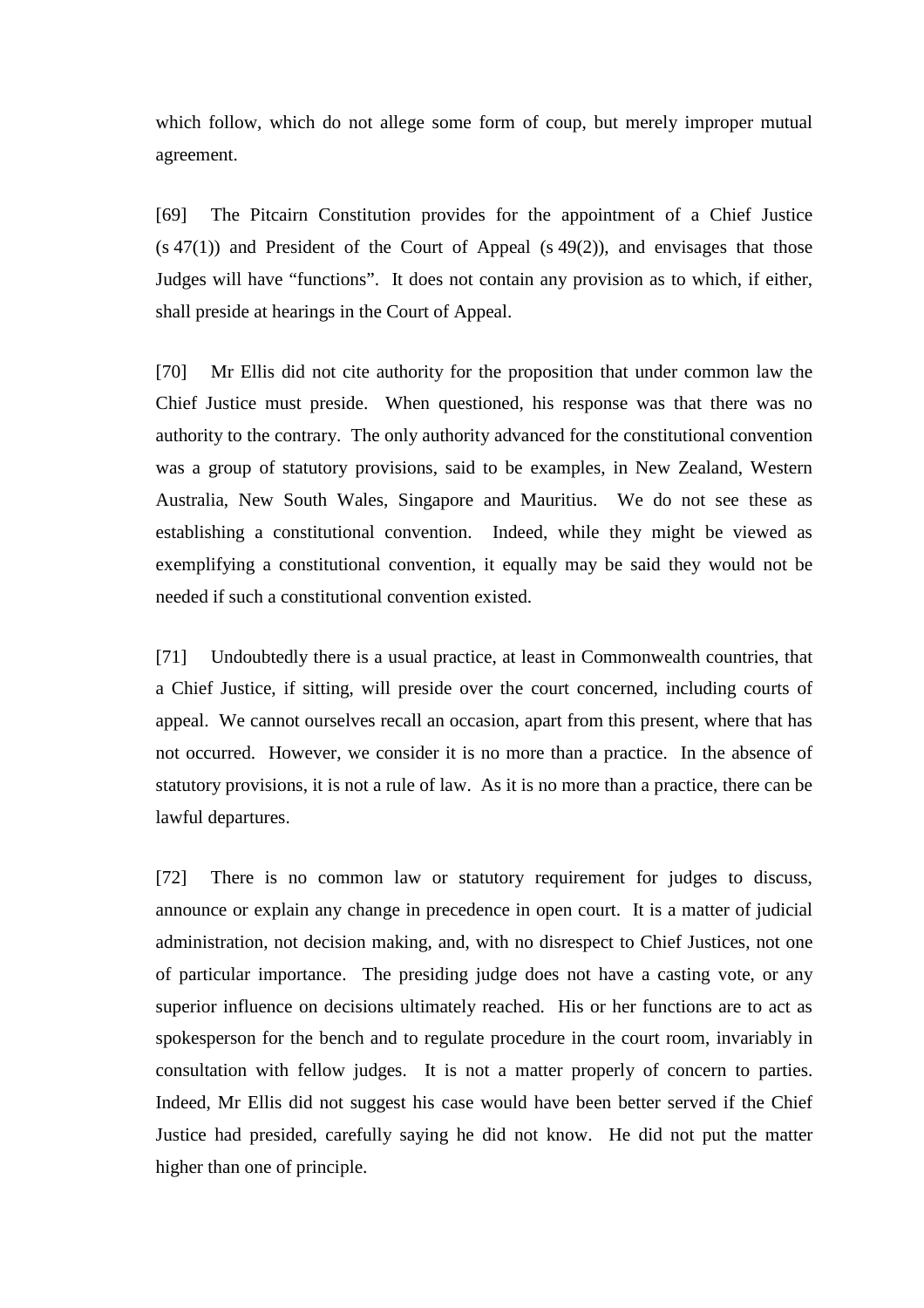which follow, which do not allege some form of coup, but merely improper mutual agreement.

[69] The Pitcairn Constitution provides for the appointment of a Chief Justice (s 47(1)) and President of the Court of Appeal (s 49(2)), and envisages that those Judges will have "functions". It does not contain any provision as to which, if either, shall preside at hearings in the Court of Appeal.

[70] Mr Ellis did not cite authority for the proposition that under common law the Chief Justice must preside. When questioned, his response was that there was no authority to the contrary. The only authority advanced for the constitutional convention was a group of statutory provisions, said to be examples, in New Zealand, Western Australia, New South Wales, Singapore and Mauritius. We do not see these as establishing a constitutional convention. Indeed, while they might be viewed as exemplifying a constitutional convention, it equally may be said they would not be needed if such a constitutional convention existed.

[71] Undoubtedly there is a usual practice, at least in Commonwealth countries, that a Chief Justice, if sitting, will preside over the court concerned, including courts of appeal. We cannot ourselves recall an occasion, apart from this present, where that has not occurred. However, we consider it is no more than a practice. In the absence of statutory provisions, it is not a rule of law. As it is no more than a practice, there can be lawful departures.

[72] There is no common law or statutory requirement for judges to discuss, announce or explain any change in precedence in open court. It is a matter of judicial administration, not decision making, and, with no disrespect to Chief Justices, not one of particular importance. The presiding judge does not have a casting vote, or any superior influence on decisions ultimately reached. His or her functions are to act as spokesperson for the bench and to regulate procedure in the court room, invariably in consultation with fellow judges. It is not a matter properly of concern to parties. Indeed, Mr Ellis did not suggest his case would have been better served if the Chief Justice had presided, carefully saying he did not know. He did not put the matter higher than one of principle.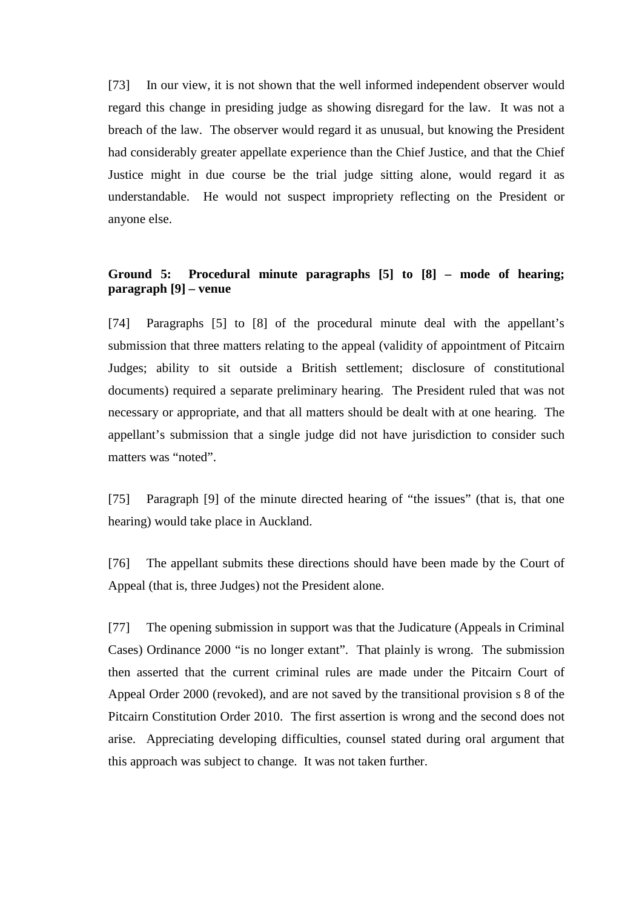[73] In our view, it is not shown that the well informed independent observer would regard this change in presiding judge as showing disregard for the law. It was not a breach of the law. The observer would regard it as unusual, but knowing the President had considerably greater appellate experience than the Chief Justice, and that the Chief Justice might in due course be the trial judge sitting alone, would regard it as understandable. He would not suspect impropriety reflecting on the President or anyone else.

**Ground 5: Procedural minute paragraphs [5] to [8] – mode of hearing; paragraph [9] – venue**

[74] Paragraphs [5] to [8] of the procedural minute deal with the appellant's submission that three matters relating to the appeal (validity of appointment of Pitcairn Judges; ability to sit outside a British settlement; disclosure of constitutional documents) required a separate preliminary hearing. The President ruled that was not necessary or appropriate, and that all matters should be dealt with at one hearing. The appellant's submission that a single judge did not have jurisdiction to consider such matters was "noted".

[75] Paragraph [9] of the minute directed hearing of "the issues" (that is, that one hearing) would take place in Auckland.

[76] The appellant submits these directions should have been made by the Court of Appeal (that is, three Judges) not the President alone.

[77] The opening submission in support was that the Judicature (Appeals in Criminal Cases) Ordinance 2000 "is no longer extant". That plainly is wrong. The submission then asserted that the current criminal rules are made under the Pitcairn Court of Appeal Order 2000 (revoked), and are not saved by the transitional provision s 8 of the Pitcairn Constitution Order 2010. The first assertion is wrong and the second does not arise. Appreciating developing difficulties, counsel stated during oral argument that this approach was subject to change. It was not taken further.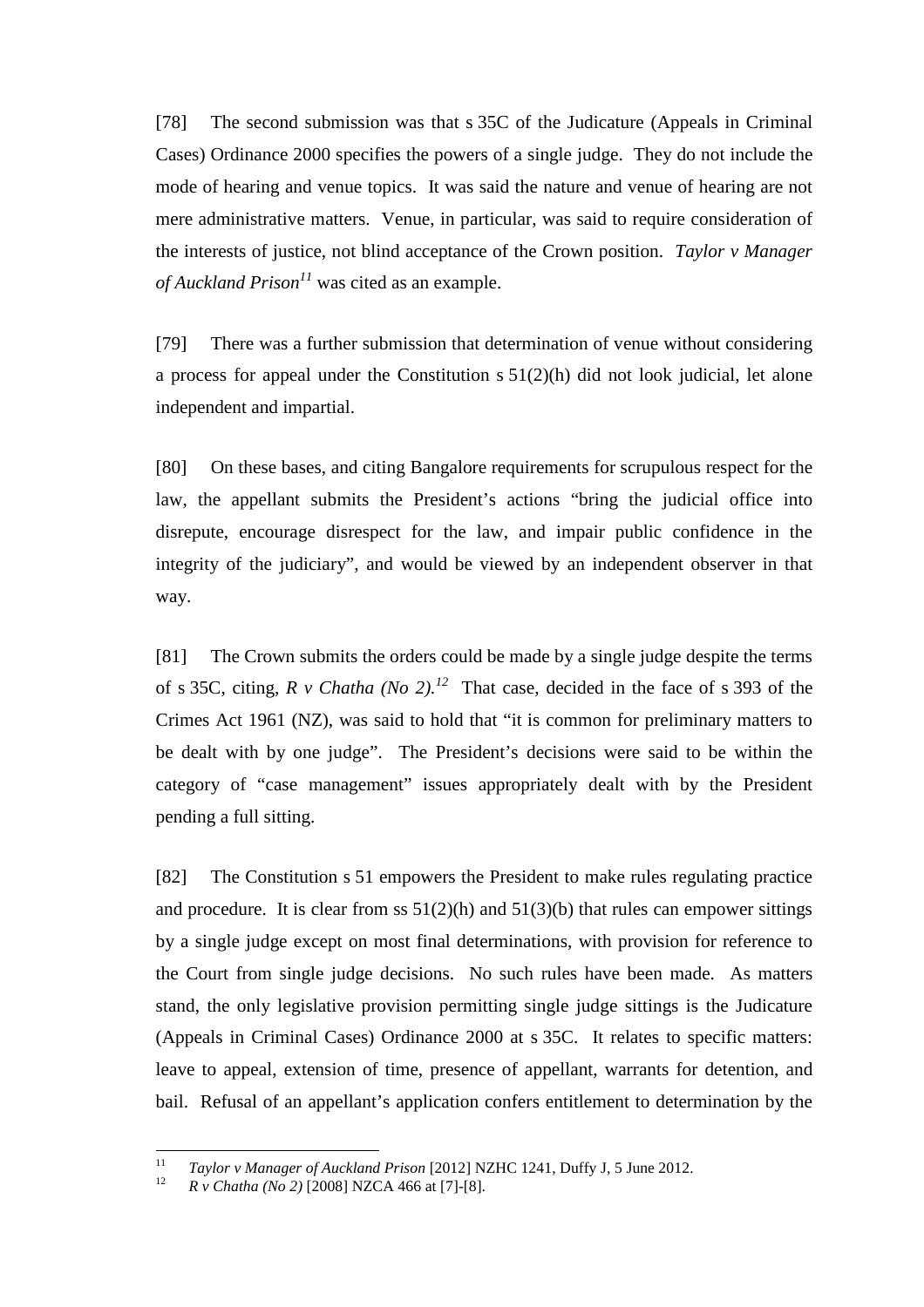[78] The second submission was that s 35C of the Judicature (Appeals in Criminal Cases) Ordinance 2000 specifies the powers of a single judge. They do not include the mode of hearing and venue topics. It was said the nature and venue of hearing are not mere administrative matters. Venue, in particular, was said to require consideration of the interests of justice, not blind acceptance of the Crown position. *Taylor v Manager of Auckland Prison*[11] was cited as an example.

[79] There was a further submission that determination of venue without considering a process for appeal under the Constitution s 51(2)(h) did not look judicial, let alone independent and impartial.

[80] On these bases, and citing Bangalore requirements for scrupulous respect for the law, the appellant submits the President's actions "bring the judicial office into disrepute, encourage disrespect for the law, and impair public confidence in the integrity of the judiciary", and would be viewed by an independent observer in that way.

[81] The Crown submits the orders could be made by a single judge despite the terms of s 35C, citing, *R v Chatha (No 2).*[12] That case, decided in the face of s 393 of the Crimes Act 1961 (NZ), was said to hold that "it is common for preliminary matters to be dealt with by one judge". The President's decisions were said to be within the category of "case management" issues appropriately dealt with by the President pending a full sitting.

[82] The Constitution s 51 empowers the President to make rules regulating practice and procedure. It is clear from ss 51(2)(h) and 51(3)(b) that rules can empower sittings by a single judge except on most final determinations, with provision for reference to the Court from single judge decisions. No such rules have been made. As matters stand, the only legislative provision permitting single judge sittings is the Judicature (Appeals in Criminal Cases) Ordinance 2000 at s 35C. It relates to specific matters: leave to appeal, extension of time, presence of appellant, warrants for detention, and bail. Refusal of an appellant's application confers entitlement to determination by the

---

[11] *Taylor v Manager of Auckland Prison* [2012] NZHC 1241, Duffy J, 5 June 2012.

[12] *R v Chatha (No 2)* [2008] NZCA 466 at [7]-[8].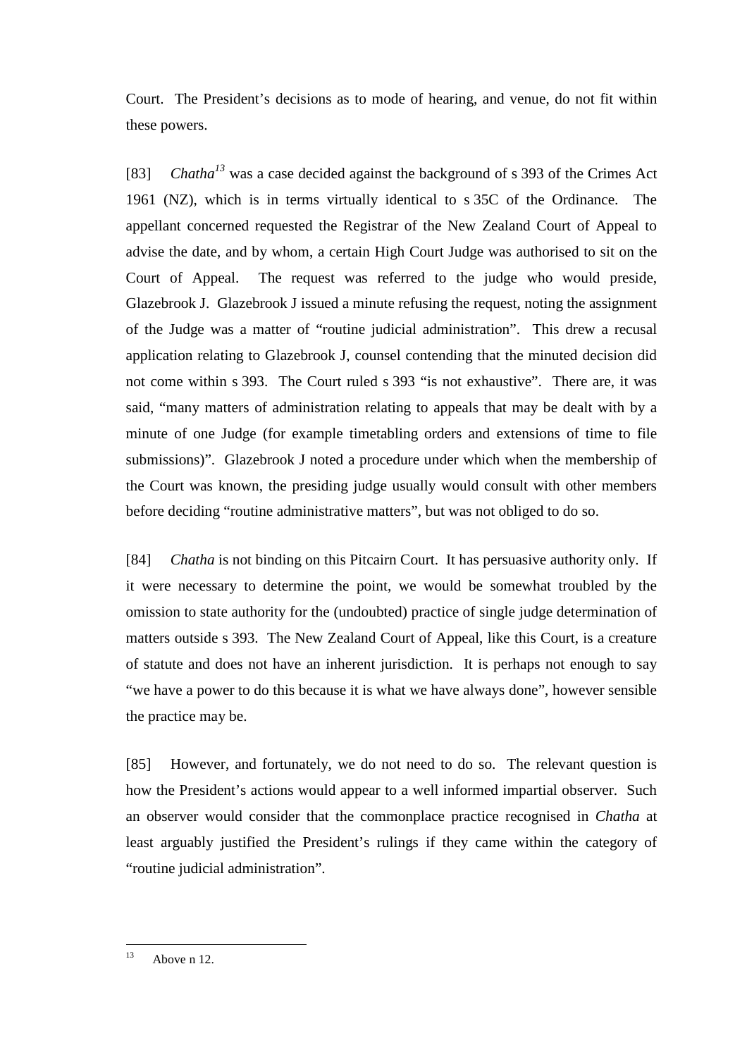Court. The President's decisions as to mode of hearing, and venue, do not fit within these powers.

[83] *Chatha*[13] was a case decided against the background of s 393 of the Crimes Act 1961 (NZ), which is in terms virtually identical to s 35C of the Ordinance. The appellant concerned requested the Registrar of the New Zealand Court of Appeal to advise the date, and by whom, a certain High Court Judge was authorised to sit on the Court of Appeal. The request was referred to the judge who would preside, Glazebrook J. Glazebrook J issued a minute refusing the request, noting the assignment of the Judge was a matter of "routine judicial administration". This drew a recusal application relating to Glazebrook J, counsel contending that the minuted decision did not come within s 393. The Court ruled s 393 "is not exhaustive". There are, it was said, "many matters of administration relating to appeals that may be dealt with by a minute of one Judge (for example timetabling orders and extensions of time to file submissions)". Glazebrook J noted a procedure under which when the membership of the Court was known, the presiding judge usually would consult with other members before deciding "routine administrative matters", but was not obliged to do so.

[84] *Chatha* is not binding on this Pitcairn Court. It has persuasive authority only. If it were necessary to determine the point, we would be somewhat troubled by the omission to state authority for the (undoubted) practice of single judge determination of matters outside s 393. The New Zealand Court of Appeal, like this Court, is a creature of statute and does not have an inherent jurisdiction. It is perhaps not enough to say "we have a power to do this because it is what we have always done", however sensible the practice may be.

[85] However, and fortunately, we do not need to do so. The relevant question is how the President's actions would appear to a well informed impartial observer. Such an observer would consider that the commonplace practice recognised in *Chatha* at least arguably justified the President's rulings if they came within the category of "routine judicial administration".

---

[13] Above n 12.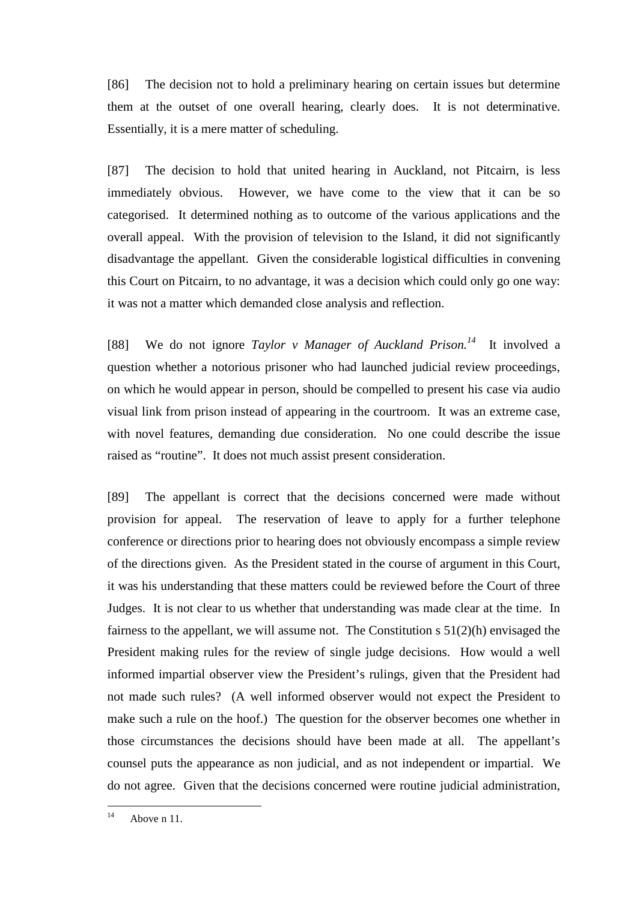[86] The decision not to hold a preliminary hearing on certain issues but determine them at the outset of one overall hearing, clearly does. It is not determinative. Essentially, it is a mere matter of scheduling.

[87] The decision to hold that united hearing in Auckland, not Pitcairn, is less immediately obvious. However, we have come to the view that it can be so categorised. It determined nothing as to outcome of the various applications and the overall appeal. With the provision of television to the Island, it did not significantly disadvantage the appellant. Given the considerable logistical difficulties in convening this Court on Pitcairn, to no advantage, it was a decision which could only go one way: it was not a matter which demanded close analysis and reflection.

[88] We do not ignore *Taylor v Manager of Auckland Prison.*[14] It involved a question whether a notorious prisoner who had launched judicial review proceedings, on which he would appear in person, should be compelled to present his case via audio visual link from prison instead of appearing in the courtroom. It was an extreme case, with novel features, demanding due consideration. No one could describe the issue raised as "routine". It does not much assist present consideration.

[89] The appellant is correct that the decisions concerned were made without provision for appeal. The reservation of leave to apply for a further telephone conference or directions prior to hearing does not obviously encompass a simple review of the directions given. As the President stated in the course of argument in this Court, it was his understanding that these matters could be reviewed before the Court of three Judges. It is not clear to us whether that understanding was made clear at the time. In fairness to the appellant, we will assume not. The Constitution s 51(2)(h) envisaged the President making rules for the review of single judge decisions. How would a well informed impartial observer view the President's rulings, given that the President had not made such rules? (A well informed observer would not expect the President to make such a rule on the hoof.) The question for the observer becomes one whether in those circumstances the decisions should have been made at all. The appellant's counsel puts the appearance as non judicial, and as not independent or impartial. We do not agree. Given that the decisions concerned were routine judicial administration,

---

[14] Above n 11.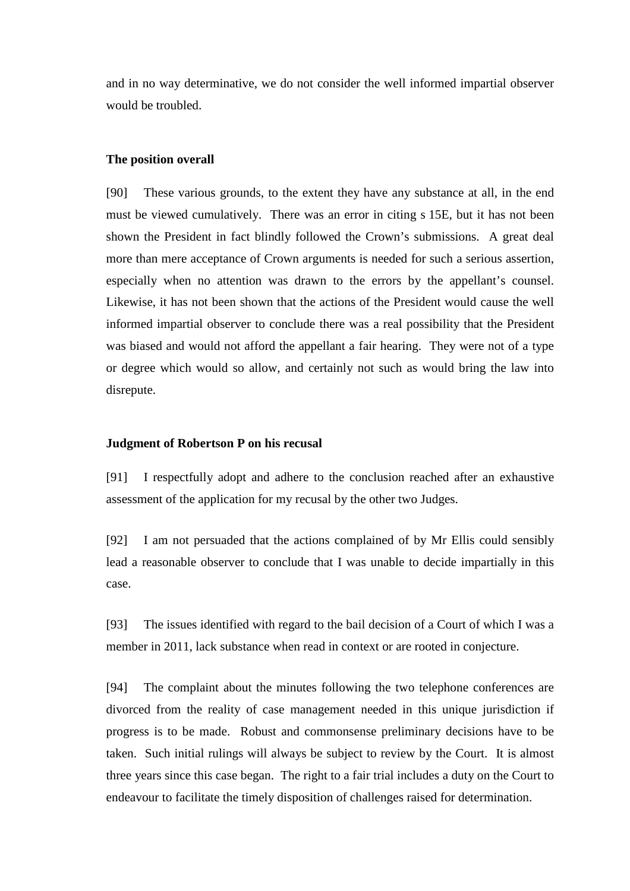and in no way determinative, we do not consider the well informed impartial observer would be troubled.

**The position overall**

[90] These various grounds, to the extent they have any substance at all, in the end must be viewed cumulatively. There was an error in citing s 15E, but it has not been shown the President in fact blindly followed the Crown's submissions. A great deal more than mere acceptance of Crown arguments is needed for such a serious assertion, especially when no attention was drawn to the errors by the appellant's counsel. Likewise, it has not been shown that the actions of the President would cause the well informed impartial observer to conclude there was a real possibility that the President was biased and would not afford the appellant a fair hearing. They were not of a type or degree which would so allow, and certainly not such as would bring the law into disrepute.

**Judgment of Robertson P on his recusal**

[91] I respectfully adopt and adhere to the conclusion reached after an exhaustive assessment of the application for my recusal by the other two Judges.

[92] I am not persuaded that the actions complained of by Mr Ellis could sensibly lead a reasonable observer to conclude that I was unable to decide impartially in this case.

[93] The issues identified with regard to the bail decision of a Court of which I was a member in 2011, lack substance when read in context or are rooted in conjecture.

[94] The complaint about the minutes following the two telephone conferences are divorced from the reality of case management needed in this unique jurisdiction if progress is to be made. Robust and commonsense preliminary decisions have to be taken. Such initial rulings will always be subject to review by the Court. It is almost three years since this case began. The right to a fair trial includes a duty on the Court to endeavour to facilitate the timely disposition of challenges raised for determination.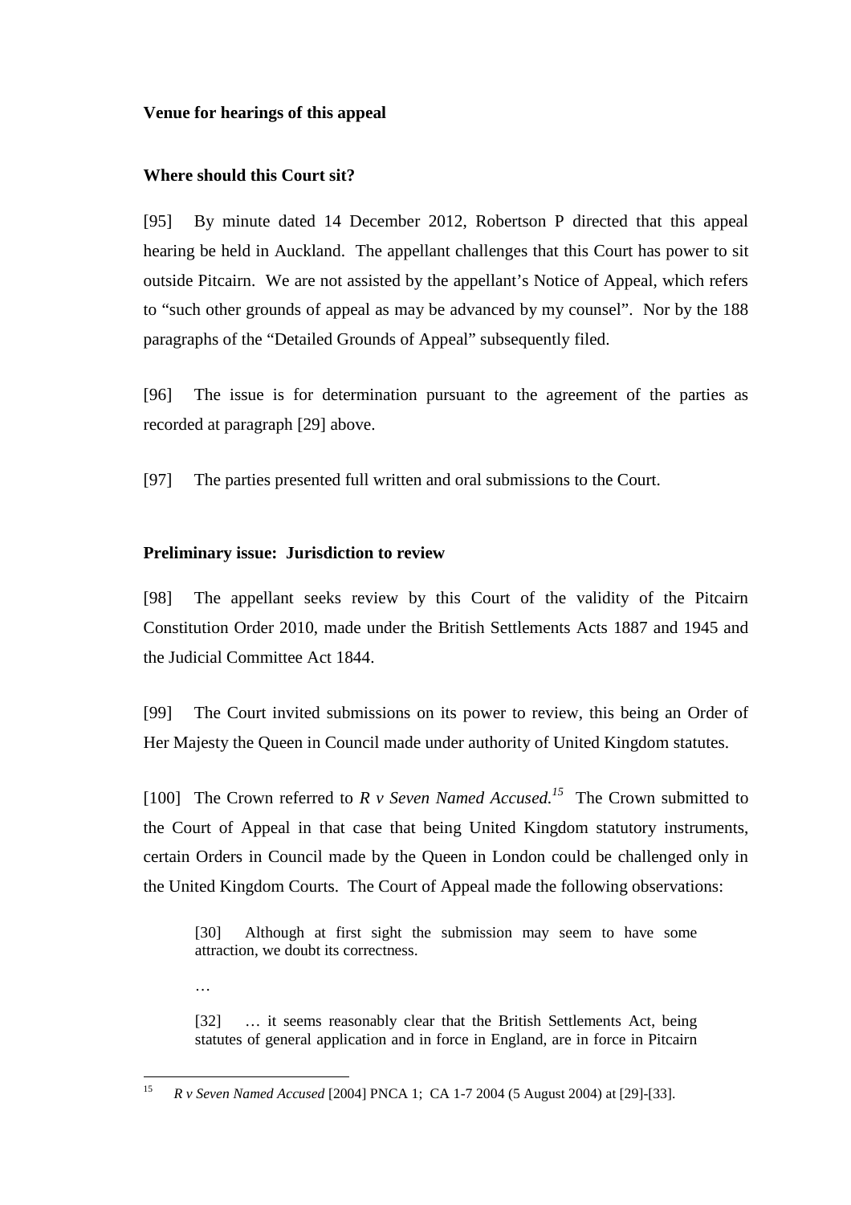**Venue for hearings of this appeal**

**Where should this Court sit?**

[95] By minute dated 14 December 2012, Robertson P directed that this appeal hearing be held in Auckland. The appellant challenges that this Court has power to sit outside Pitcairn. We are not assisted by the appellant's Notice of Appeal, which refers to "such other grounds of appeal as may be advanced by my counsel". Nor by the 188 paragraphs of the "Detailed Grounds of Appeal" subsequently filed.

[96] The issue is for determination pursuant to the agreement of the parties as recorded at paragraph [29] above.

[97] The parties presented full written and oral submissions to the Court.

**Preliminary issue: Jurisdiction to review**

[98] The appellant seeks review by this Court of the validity of the Pitcairn Constitution Order 2010, made under the British Settlements Acts 1887 and 1945 and the Judicial Committee Act 1844.

[99] The Court invited submissions on its power to review, this being an Order of Her Majesty the Queen in Council made under authority of United Kingdom statutes.

[100] The Crown referred to *R v Seven Named Accused.*[15] The Crown submitted to the Court of Appeal in that case that being United Kingdom statutory instruments, certain Orders in Council made by the Queen in London could be challenged only in the United Kingdom Courts. The Court of Appeal made the following observations:

> [30] Although at first sight the submission may seem to have some attraction, we doubt its correctness.
>
> …
>
> [32] … it seems reasonably clear that the British Settlements Act, being statutes of general application and in force in England, are in force in Pitcairn

[15] *R v Seven Named Accused* [2004] PNCA 1; CA 1-7 2004 (5 August 2004) at [29]-[33].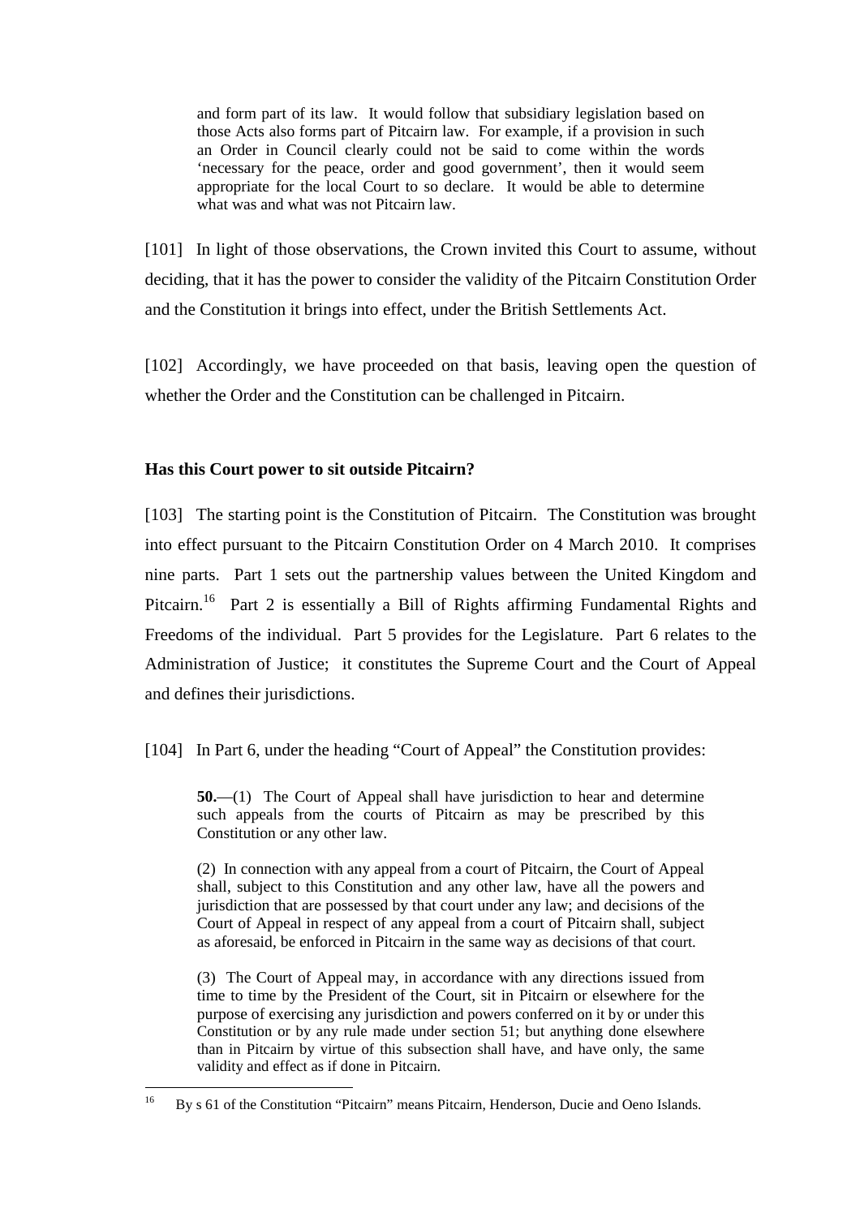> and form part of its law. It would follow that subsidiary legislation based on those Acts also forms part of Pitcairn law. For example, if a provision in such an Order in Council clearly could not be said to come within the words 'necessary for the peace, order and good government', then it would seem appropriate for the local Court to so declare. It would be able to determine what was and what was not Pitcairn law.

[101] In light of those observations, the Crown invited this Court to assume, without deciding, that it has the power to consider the validity of the Pitcairn Constitution Order and the Constitution it brings into effect, under the British Settlements Act.

[102] Accordingly, we have proceeded on that basis, leaving open the question of whether the Order and the Constitution can be challenged in Pitcairn.

### Has this Court power to sit outside Pitcairn?

[103] The starting point is the Constitution of Pitcairn. The Constitution was brought into effect pursuant to the Pitcairn Constitution Order on 4 March 2010. It comprises nine parts. Part 1 sets out the partnership values between the United Kingdom and Pitcairn.[16] Part 2 is essentially a Bill of Rights affirming Fundamental Rights and Freedoms of the individual. Part 5 provides for the Legislature. Part 6 relates to the Administration of Justice; it constitutes the Supreme Court and the Court of Appeal and defines their jurisdictions.

[104] In Part 6, under the heading "Court of Appeal" the Constitution provides:

> **50.**—(1) The Court of Appeal shall have jurisdiction to hear and determine such appeals from the courts of Pitcairn as may be prescribed by this Constitution or any other law.
>
> (2) In connection with any appeal from a court of Pitcairn, the Court of Appeal shall, subject to this Constitution and any other law, have all the powers and jurisdiction that are possessed by that court under any law; and decisions of the Court of Appeal in respect of any appeal from a court of Pitcairn shall, subject as aforesaid, be enforced in Pitcairn in the same way as decisions of that court.
>
> (3) The Court of Appeal may, in accordance with any directions issued from time to time by the President of the Court, sit in Pitcairn or elsewhere for the purpose of exercising any jurisdiction and powers conferred on it by or under this Constitution or by any rule made under section 51; but anything done elsewhere than in Pitcairn by virtue of this subsection shall have, and have only, the same validity and effect as if done in Pitcairn.

---

[16] By s 61 of the Constitution "Pitcairn" means Pitcairn, Henderson, Ducie and Oeno Islands.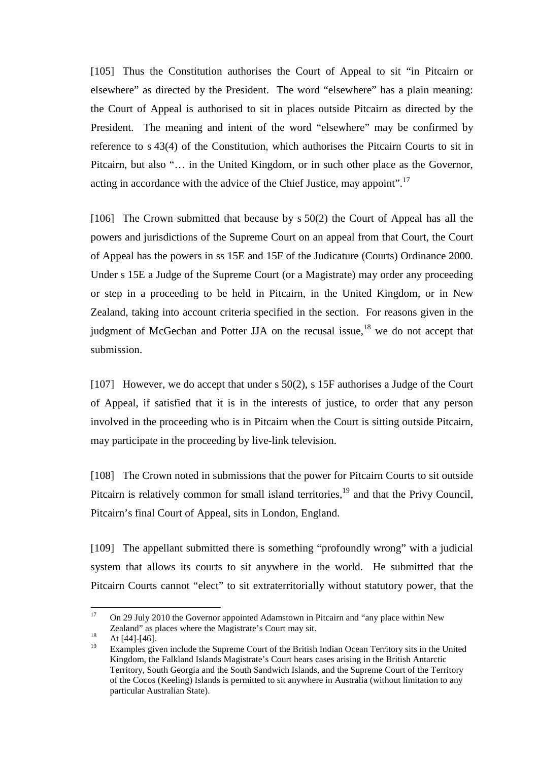[105] Thus the Constitution authorises the Court of Appeal to sit "in Pitcairn or elsewhere" as directed by the President. The word "elsewhere" has a plain meaning: the Court of Appeal is authorised to sit in places outside Pitcairn as directed by the President. The meaning and intent of the word "elsewhere" may be confirmed by reference to s 43(4) of the Constitution, which authorises the Pitcairn Courts to sit in Pitcairn, but also "… in the United Kingdom, or in such other place as the Governor, acting in accordance with the advice of the Chief Justice, may appoint".[17]

[106] The Crown submitted that because by s 50(2) the Court of Appeal has all the powers and jurisdictions of the Supreme Court on an appeal from that Court, the Court of Appeal has the powers in ss 15E and 15F of the Judicature (Courts) Ordinance 2000. Under s 15E a Judge of the Supreme Court (or a Magistrate) may order any proceeding or step in a proceeding to be held in Pitcairn, in the United Kingdom, or in New Zealand, taking into account criteria specified in the section. For reasons given in the judgment of McGechan and Potter JJA on the recusal issue,[18] we do not accept that submission.

[107] However, we do accept that under s 50(2), s 15F authorises a Judge of the Court of Appeal, if satisfied that it is in the interests of justice, to order that any person involved in the proceeding who is in Pitcairn when the Court is sitting outside Pitcairn, may participate in the proceeding by live-link television.

[108] The Crown noted in submissions that the power for Pitcairn Courts to sit outside Pitcairn is relatively common for small island territories,[19] and that the Privy Council, Pitcairn's final Court of Appeal, sits in London, England.

[109] The appellant submitted there is something "profoundly wrong" with a judicial system that allows its courts to sit anywhere in the world. He submitted that the Pitcairn Courts cannot "elect" to sit extraterritorially without statutory power, that the

---

[17] On 29 July 2010 the Governor appointed Adamstown in Pitcairn and "any place within New Zealand" as places where the Magistrate's Court may sit.

[18] At [44]-[46].

[19] Examples given include the Supreme Court of the British Indian Ocean Territory sits in the United Kingdom, the Falkland Islands Magistrate's Court hears cases arising in the British Antarctic Territory, South Georgia and the South Sandwich Islands, and the Supreme Court of the Territory of the Cocos (Keeling) Islands is permitted to sit anywhere in Australia (without limitation to any particular Australian State).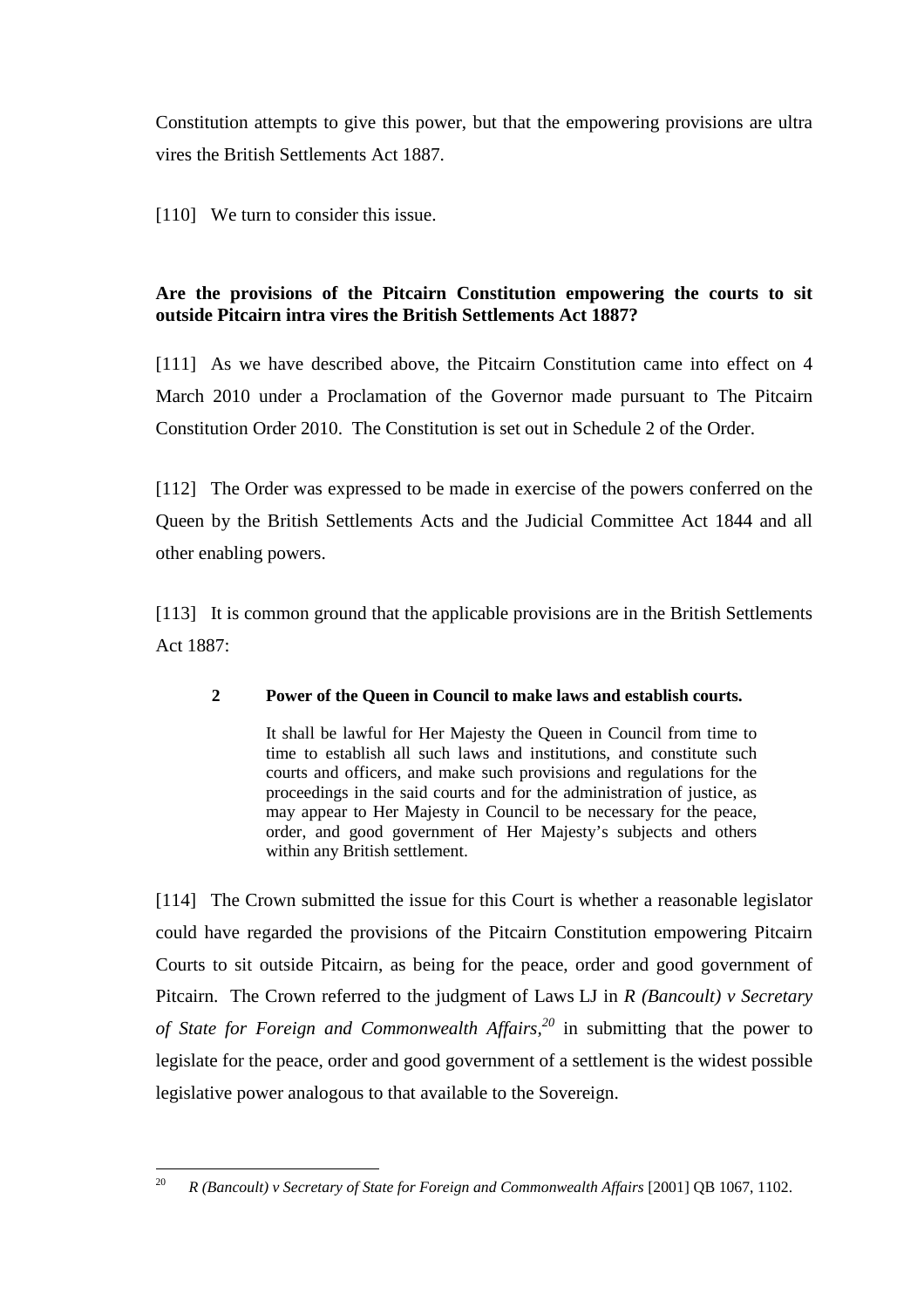Constitution attempts to give this power, but that the empowering provisions are ultra vires the British Settlements Act 1887.

[110] We turn to consider this issue.

**Are the provisions of the Pitcairn Constitution empowering the courts to sit outside Pitcairn intra vires the British Settlements Act 1887?**

[111] As we have described above, the Pitcairn Constitution came into effect on 4 March 2010 under a Proclamation of the Governor made pursuant to The Pitcairn Constitution Order 2010. The Constitution is set out in Schedule 2 of the Order.

[112] The Order was expressed to be made in exercise of the powers conferred on the Queen by the British Settlements Acts and the Judicial Committee Act 1844 and all other enabling powers.

[113] It is common ground that the applicable provisions are in the British Settlements Act 1887:

> **2 Power of the Queen in Council to make laws and establish courts.**
>
> It shall be lawful for Her Majesty the Queen in Council from time to time to establish all such laws and institutions, and constitute such courts and officers, and make such provisions and regulations for the proceedings in the said courts and for the administration of justice, as may appear to Her Majesty in Council to be necessary for the peace, order, and good government of Her Majesty's subjects and others within any British settlement.

[114] The Crown submitted the issue for this Court is whether a reasonable legislator could have regarded the provisions of the Pitcairn Constitution empowering Pitcairn Courts to sit outside Pitcairn, as being for the peace, order and good government of Pitcairn. The Crown referred to the judgment of Laws LJ in *R (Bancoult) v Secretary of State for Foreign and Commonwealth Affairs*,[20] in submitting that the power to legislate for the peace, order and good government of a settlement is the widest possible legislative power analogous to that available to the Sovereign.

---

[20] *R (Bancoult) v Secretary of State for Foreign and Commonwealth Affairs* [2001] QB 1067, 1102.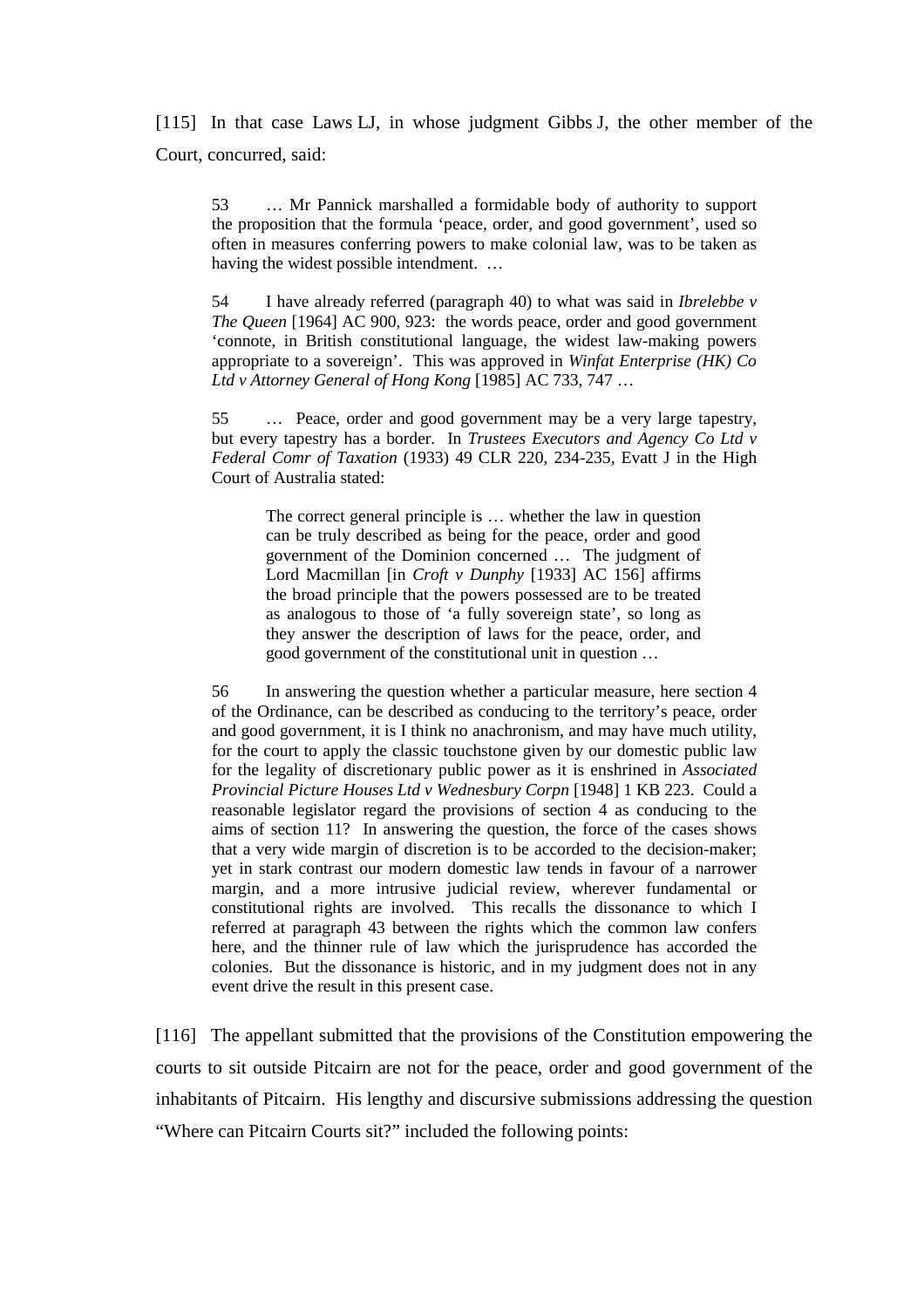[115] In that case Laws LJ, in whose judgment Gibbs J, the other member of the Court, concurred, said:

> 53 … Mr Pannick marshalled a formidable body of authority to support the proposition that the formula 'peace, order, and good government', used so often in measures conferring powers to make colonial law, was to be taken as having the widest possible intendment. …
>
> 54 I have already referred (paragraph 40) to what was said in *Ibrelebbe v The Queen* [1964] AC 900, 923: the words peace, order and good government 'connote, in British constitutional language, the widest law-making powers appropriate to a sovereign'. This was approved in *Winfat Enterprise (HK) Co Ltd v Attorney General of Hong Kong* [1985] AC 733, 747 …
>
> 55 … Peace, order and good government may be a very large tapestry, but every tapestry has a border. In *Trustees Executors and Agency Co Ltd v Federal Comr of Taxation* (1933) 49 CLR 220, 234-235, Evatt J in the High Court of Australia stated:
>
>> The correct general principle is … whether the law in question can be truly described as being for the peace, order and good government of the Dominion concerned … The judgment of Lord Macmillan [in *Croft v Dunphy* [1933] AC 156] affirms the broad principle that the powers possessed are to be treated as analogous to those of 'a fully sovereign state', so long as they answer the description of laws for the peace, order, and good government of the constitutional unit in question …
>
> 56 In answering the question whether a particular measure, here section 4 of the Ordinance, can be described as conducing to the territory's peace, order and good government, it is I think no anachronism, and may have much utility, for the court to apply the classic touchstone given by our domestic public law for the legality of discretionary public power as it is enshrined in *Associated Provincial Picture Houses Ltd v Wednesbury Corpn* [1948] 1 KB 223. Could a reasonable legislator regard the provisions of section 4 as conducing to the aims of section 11? In answering the question, the force of the cases shows that a very wide margin of discretion is to be accorded to the decision-maker; yet in stark contrast our modern domestic law tends in favour of a narrower margin, and a more intrusive judicial review, wherever fundamental or constitutional rights are involved. This recalls the dissonance to which I referred at paragraph 43 between the rights which the common law confers here, and the thinner rule of law which the jurisprudence has accorded the colonies. But the dissonance is historic, and in my judgment does not in any event drive the result in this present case.

[116] The appellant submitted that the provisions of the Constitution empowering the courts to sit outside Pitcairn are not for the peace, order and good government of the inhabitants of Pitcairn. His lengthy and discursive submissions addressing the question "Where can Pitcairn Courts sit?" included the following points: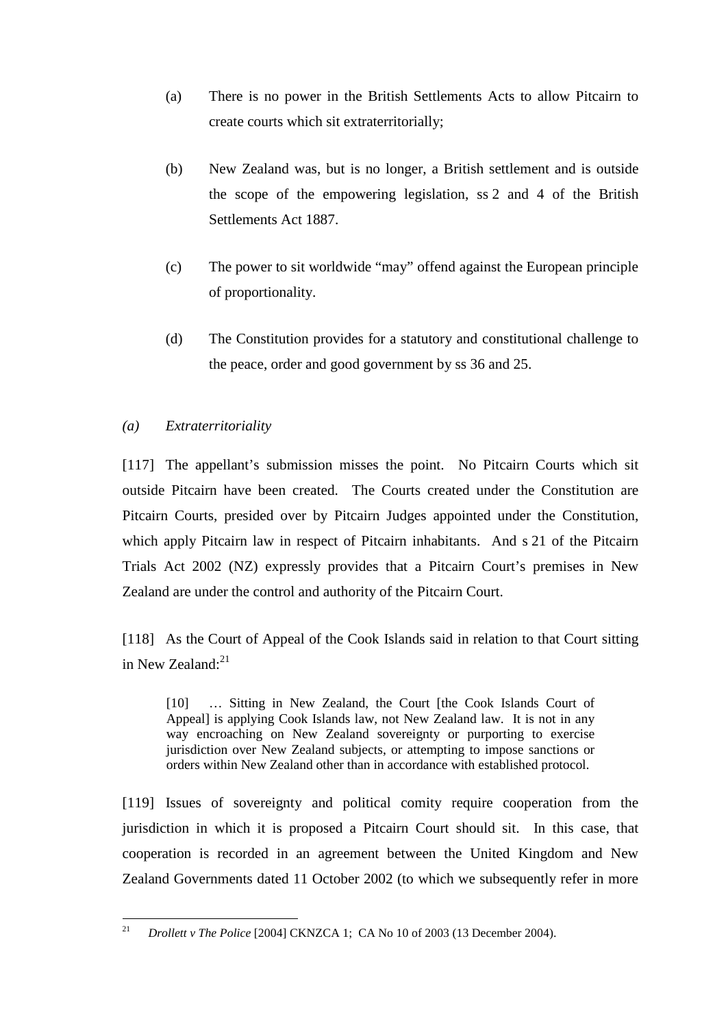(a) There is no power in the British Settlements Acts to allow Pitcairn to create courts which sit extraterritorially;

(b) New Zealand was, but is no longer, a British settlement and is outside the scope of the empowering legislation, ss 2 and 4 of the British Settlements Act 1887.

(c) The power to sit worldwide "may" offend against the European principle of proportionality.

(d) The Constitution provides for a statutory and constitutional challenge to the peace, order and good government by ss 36 and 25.

*(a) Extraterritoriality*

[117] The appellant's submission misses the point. No Pitcairn Courts which sit outside Pitcairn have been created. The Courts created under the Constitution are Pitcairn Courts, presided over by Pitcairn Judges appointed under the Constitution, which apply Pitcairn law in respect of Pitcairn inhabitants. And s 21 of the Pitcairn Trials Act 2002 (NZ) expressly provides that a Pitcairn Court's premises in New Zealand are under the control and authority of the Pitcairn Court.

[118] As the Court of Appeal of the Cook Islands said in relation to that Court sitting in New Zealand:[21]

> [10] … Sitting in New Zealand, the Court [the Cook Islands Court of Appeal] is applying Cook Islands law, not New Zealand law. It is not in any way encroaching on New Zealand sovereignty or purporting to exercise jurisdiction over New Zealand subjects, or attempting to impose sanctions or orders within New Zealand other than in accordance with established protocol.

[119] Issues of sovereignty and political comity require cooperation from the jurisdiction in which it is proposed a Pitcairn Court should sit. In this case, that cooperation is recorded in an agreement between the United Kingdom and New Zealand Governments dated 11 October 2002 (to which we subsequently refer in more

---

[21] *Drollett v The Police* [2004] CKNZCA 1; CA No 10 of 2003 (13 December 2004).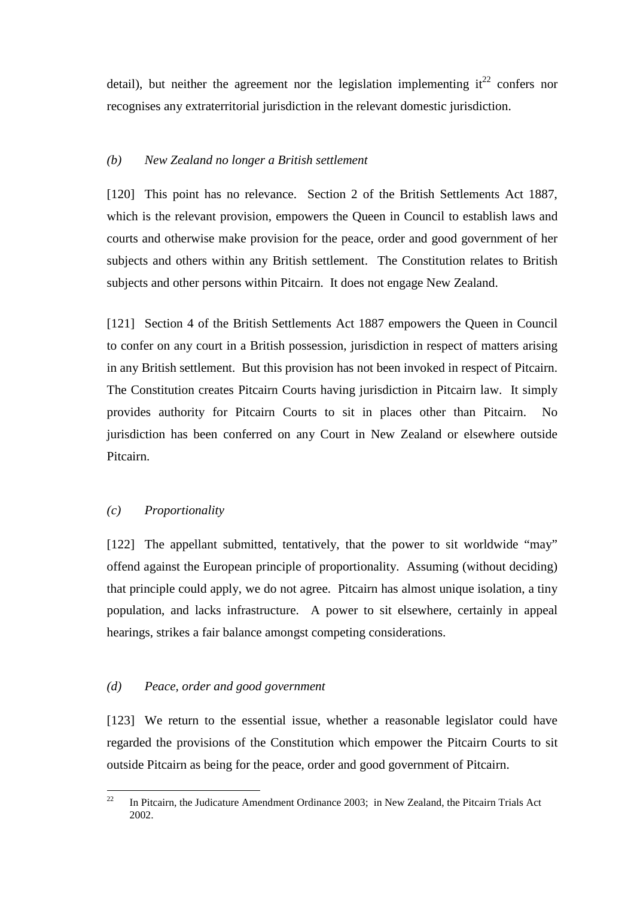detail), but neither the agreement nor the legislation implementing it[22] confers nor recognises any extraterritorial jurisdiction in the relevant domestic jurisdiction.

*(b) New Zealand no longer a British settlement*

[120] This point has no relevance. Section 2 of the British Settlements Act 1887, which is the relevant provision, empowers the Queen in Council to establish laws and courts and otherwise make provision for the peace, order and good government of her subjects and others within any British settlement. The Constitution relates to British subjects and other persons within Pitcairn. It does not engage New Zealand.

[121] Section 4 of the British Settlements Act 1887 empowers the Queen in Council to confer on any court in a British possession, jurisdiction in respect of matters arising in any British settlement. But this provision has not been invoked in respect of Pitcairn. The Constitution creates Pitcairn Courts having jurisdiction in Pitcairn law. It simply provides authority for Pitcairn Courts to sit in places other than Pitcairn. No jurisdiction has been conferred on any Court in New Zealand or elsewhere outside Pitcairn.

*(c) Proportionality*

[122] The appellant submitted, tentatively, that the power to sit worldwide "may" offend against the European principle of proportionality. Assuming (without deciding) that principle could apply, we do not agree. Pitcairn has almost unique isolation, a tiny population, and lacks infrastructure. A power to sit elsewhere, certainly in appeal hearings, strikes a fair balance amongst competing considerations.

*(d) Peace, order and good government*

[123] We return to the essential issue, whether a reasonable legislator could have regarded the provisions of the Constitution which empower the Pitcairn Courts to sit outside Pitcairn as being for the peace, order and good government of Pitcairn.

---

[22] In Pitcairn, the Judicature Amendment Ordinance 2003; in New Zealand, the Pitcairn Trials Act 2002.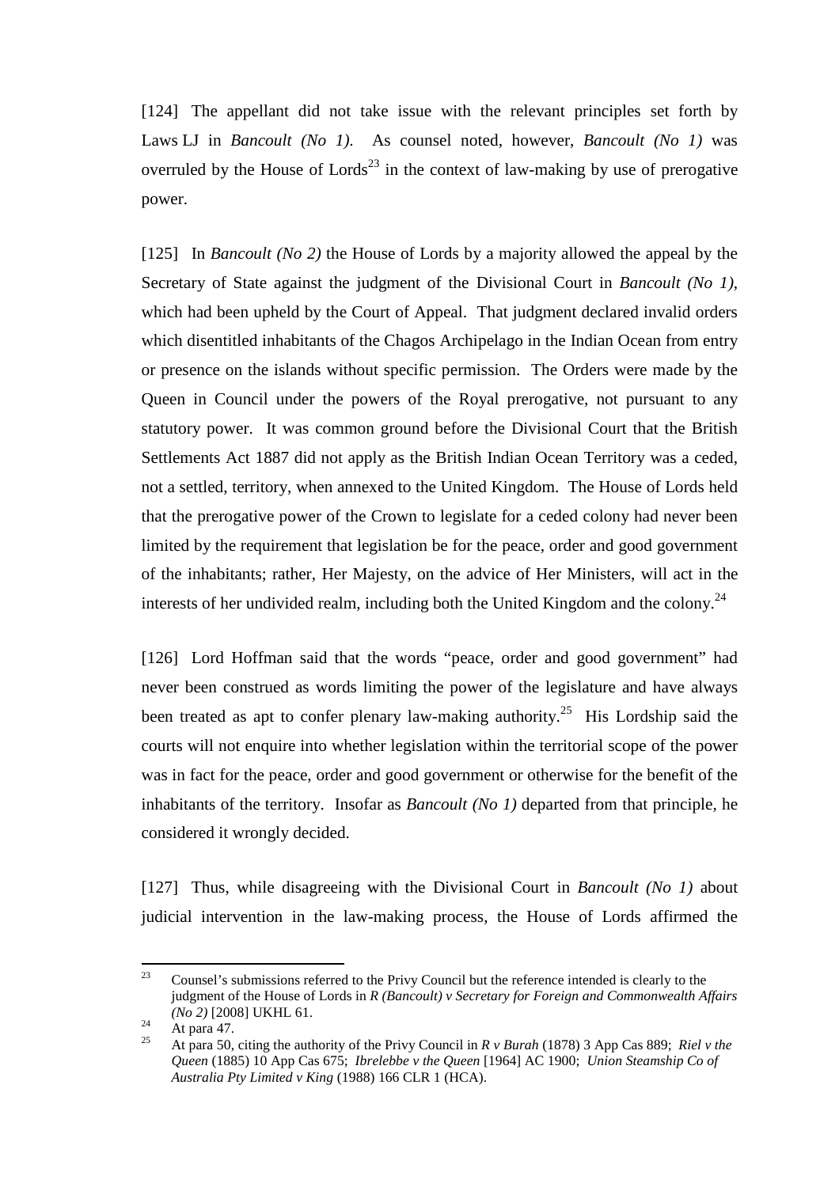[124] The appellant did not take issue with the relevant principles set forth by Laws LJ in *Bancoult (No 1)*. As counsel noted, however, *Bancoult (No 1)* was overruled by the House of Lords[23] in the context of law-making by use of prerogative power.

[125] In *Bancoult (No 2)* the House of Lords by a majority allowed the appeal by the Secretary of State against the judgment of the Divisional Court in *Bancoult (No 1)*, which had been upheld by the Court of Appeal. That judgment declared invalid orders which disentitled inhabitants of the Chagos Archipelago in the Indian Ocean from entry or presence on the islands without specific permission. The Orders were made by the Queen in Council under the powers of the Royal prerogative, not pursuant to any statutory power. It was common ground before the Divisional Court that the British Settlements Act 1887 did not apply as the British Indian Ocean Territory was a ceded, not a settled, territory, when annexed to the United Kingdom. The House of Lords held that the prerogative power of the Crown to legislate for a ceded colony had never been limited by the requirement that legislation be for the peace, order and good government of the inhabitants; rather, Her Majesty, on the advice of Her Ministers, will act in the interests of her undivided realm, including both the United Kingdom and the colony.[24]

[126] Lord Hoffman said that the words "peace, order and good government" had never been construed as words limiting the power of the legislature and have always been treated as apt to confer plenary law-making authority.[25] His Lordship said the courts will not enquire into whether legislation within the territorial scope of the power was in fact for the peace, order and good government or otherwise for the benefit of the inhabitants of the territory. Insofar as *Bancoult (No 1)* departed from that principle, he considered it wrongly decided.

[127] Thus, while disagreeing with the Divisional Court in *Bancoult (No 1)* about judicial intervention in the law-making process, the House of Lords affirmed the

---

[23] Counsel's submissions referred to the Privy Council but the reference intended is clearly to the judgment of the House of Lords in *R (Bancoult) v Secretary for Foreign and Commonwealth Affairs (No 2)* [2008] UKHL 61.

[24] At para 47.

[25] At para 50, citing the authority of the Privy Council in *R v Burah* (1878) 3 App Cas 889; *Riel v the Queen* (1885) 10 App Cas 675; *Ibrelebbe v the Queen* [1964] AC 1900; *Union Steamship Co of Australia Pty Limited v King* (1988) 166 CLR 1 (HCA).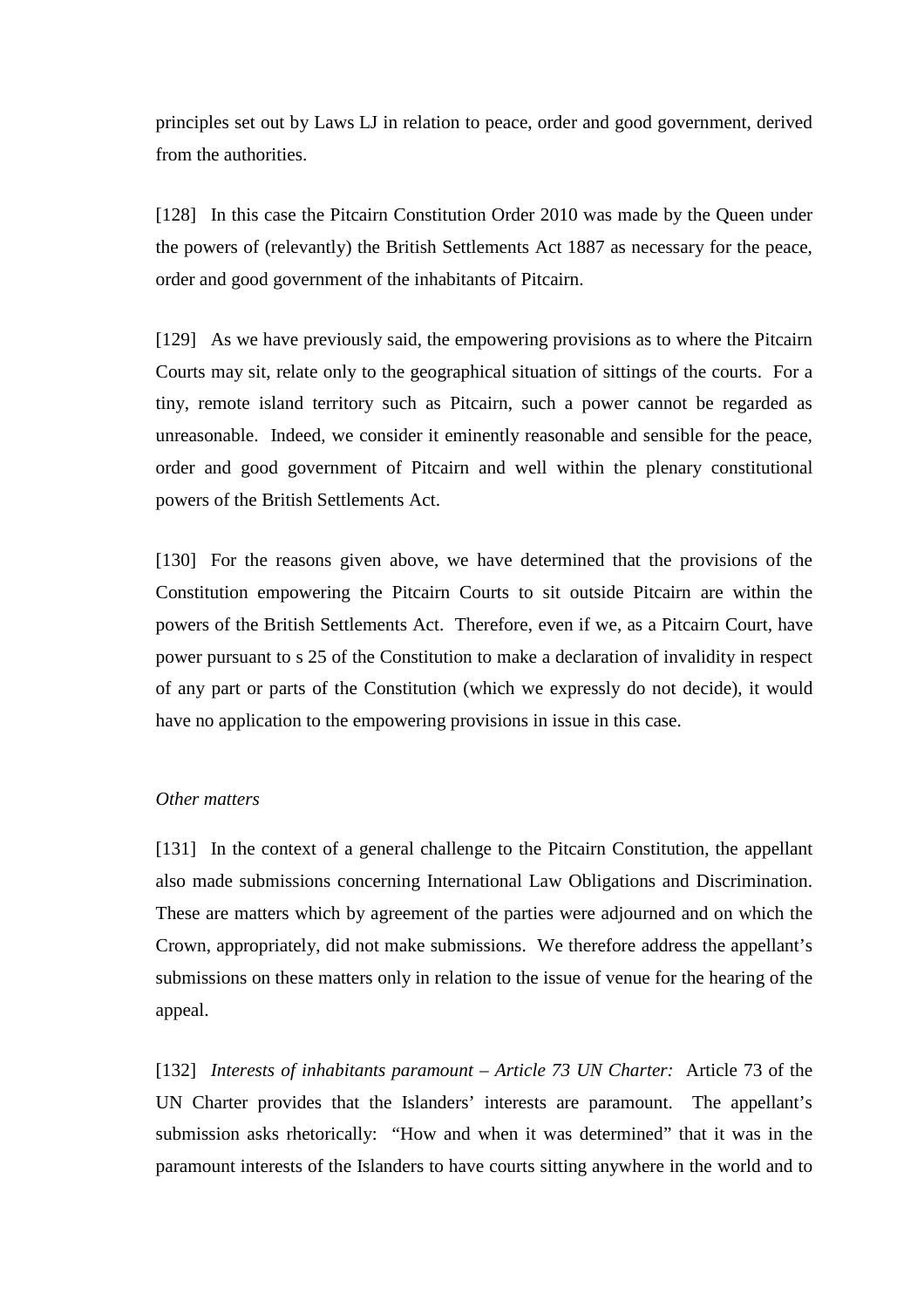principles set out by Laws LJ in relation to peace, order and good government, derived from the authorities.

[128] In this case the Pitcairn Constitution Order 2010 was made by the Queen under the powers of (relevantly) the British Settlements Act 1887 as necessary for the peace, order and good government of the inhabitants of Pitcairn.

[129] As we have previously said, the empowering provisions as to where the Pitcairn Courts may sit, relate only to the geographical situation of sittings of the courts. For a tiny, remote island territory such as Pitcairn, such a power cannot be regarded as unreasonable. Indeed, we consider it eminently reasonable and sensible for the peace, order and good government of Pitcairn and well within the plenary constitutional powers of the British Settlements Act.

[130] For the reasons given above, we have determined that the provisions of the Constitution empowering the Pitcairn Courts to sit outside Pitcairn are within the powers of the British Settlements Act. Therefore, even if we, as a Pitcairn Court, have power pursuant to s 25 of the Constitution to make a declaration of invalidity in respect of any part or parts of the Constitution (which we expressly do not decide), it would have no application to the empowering provisions in issue in this case.

*Other matters*

[131] In the context of a general challenge to the Pitcairn Constitution, the appellant also made submissions concerning International Law Obligations and Discrimination. These are matters which by agreement of the parties were adjourned and on which the Crown, appropriately, did not make submissions. We therefore address the appellant's submissions on these matters only in relation to the issue of venue for the hearing of the appeal.

[132] *Interests of inhabitants paramount – Article 73 UN Charter:* Article 73 of the UN Charter provides that the Islanders' interests are paramount. The appellant's submission asks rhetorically: "How and when it was determined" that it was in the paramount interests of the Islanders to have courts sitting anywhere in the world and to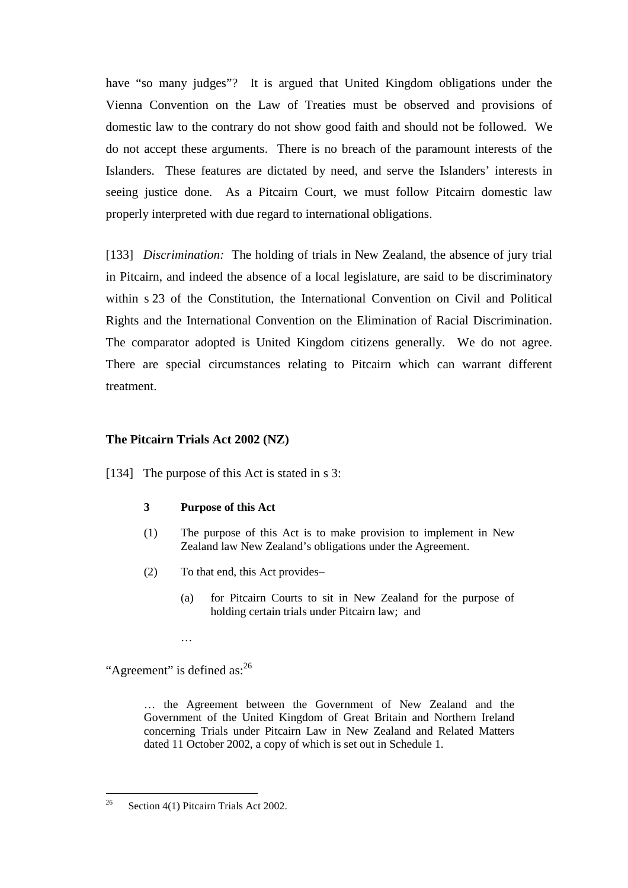have "so many judges"? It is argued that United Kingdom obligations under the Vienna Convention on the Law of Treaties must be observed and provisions of domestic law to the contrary do not show good faith and should not be followed. We do not accept these arguments. There is no breach of the paramount interests of the Islanders. These features are dictated by need, and serve the Islanders' interests in seeing justice done. As a Pitcairn Court, we must follow Pitcairn domestic law properly interpreted with due regard to international obligations.

[133] *Discrimination:* The holding of trials in New Zealand, the absence of jury trial in Pitcairn, and indeed the absence of a local legislature, are said to be discriminatory within s 23 of the Constitution, the International Convention on Civil and Political Rights and the International Convention on the Elimination of Racial Discrimination. The comparator adopted is United Kingdom citizens generally. We do not agree. There are special circumstances relating to Pitcairn which can warrant different treatment.

### The Pitcairn Trials Act 2002 (NZ)

[134] The purpose of this Act is stated in s 3:

> **3 Purpose of this Act**
>
> (1) The purpose of this Act is to make provision to implement in New Zealand law New Zealand's obligations under the Agreement.
>
> (2) To that end, this Act provides–
>
> (a) for Pitcairn Courts to sit in New Zealand for the purpose of holding certain trials under Pitcairn law; and
>
> …

"Agreement" is defined as:[26]

> … the Agreement between the Government of New Zealand and the Government of the United Kingdom of Great Britain and Northern Ireland concerning Trials under Pitcairn Law in New Zealand and Related Matters dated 11 October 2002, a copy of which is set out in Schedule 1.

---

[26] Section 4(1) Pitcairn Trials Act 2002.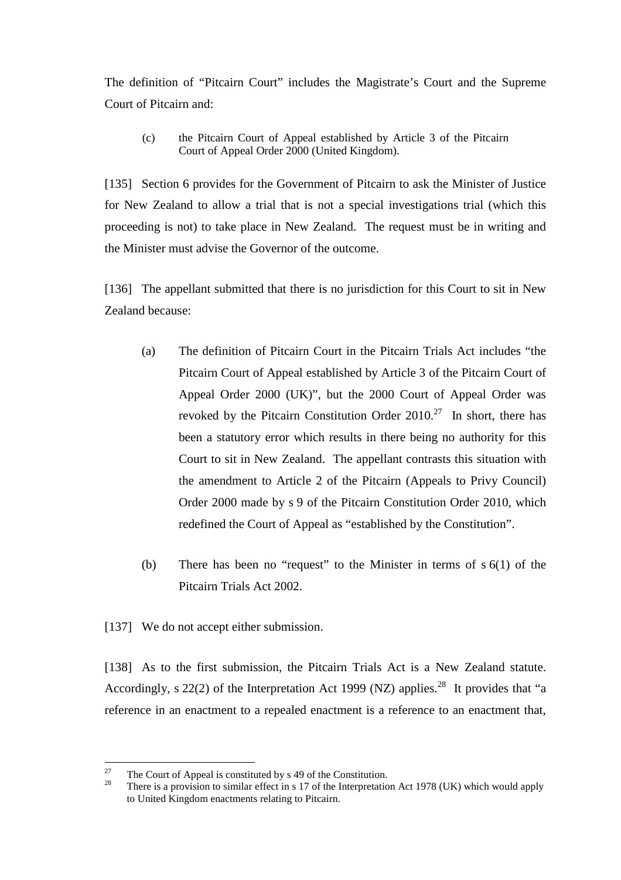The definition of "Pitcairn Court" includes the Magistrate's Court and the Supreme Court of Pitcairn and:

> (c) the Pitcairn Court of Appeal established by Article 3 of the Pitcairn Court of Appeal Order 2000 (United Kingdom).

[135] Section 6 provides for the Government of Pitcairn to ask the Minister of Justice for New Zealand to allow a trial that is not a special investigations trial (which this proceeding is not) to take place in New Zealand. The request must be in writing and the Minister must advise the Governor of the outcome.

[136] The appellant submitted that there is no jurisdiction for this Court to sit in New Zealand because:

(a) The definition of Pitcairn Court in the Pitcairn Trials Act includes "the Pitcairn Court of Appeal established by Article 3 of the Pitcairn Court of Appeal Order 2000 (UK)", but the 2000 Court of Appeal Order was revoked by the Pitcairn Constitution Order 2010.[27] In short, there has been a statutory error which results in there being no authority for this Court to sit in New Zealand. The appellant contrasts this situation with the amendment to Article 2 of the Pitcairn (Appeals to Privy Council) Order 2000 made by s 9 of the Pitcairn Constitution Order 2010, which redefined the Court of Appeal as "established by the Constitution".

(b) There has been no "request" to the Minister in terms of s 6(1) of the Pitcairn Trials Act 2002.

[137] We do not accept either submission.

[138] As to the first submission, the Pitcairn Trials Act is a New Zealand statute. Accordingly, s 22(2) of the Interpretation Act 1999 (NZ) applies.[28] It provides that "a reference in an enactment to a repealed enactment is a reference to an enactment that,

---

[27] The Court of Appeal is constituted by s 49 of the Constitution.

[28] There is a provision to similar effect in s 17 of the Interpretation Act 1978 (UK) which would apply to United Kingdom enactments relating to Pitcairn.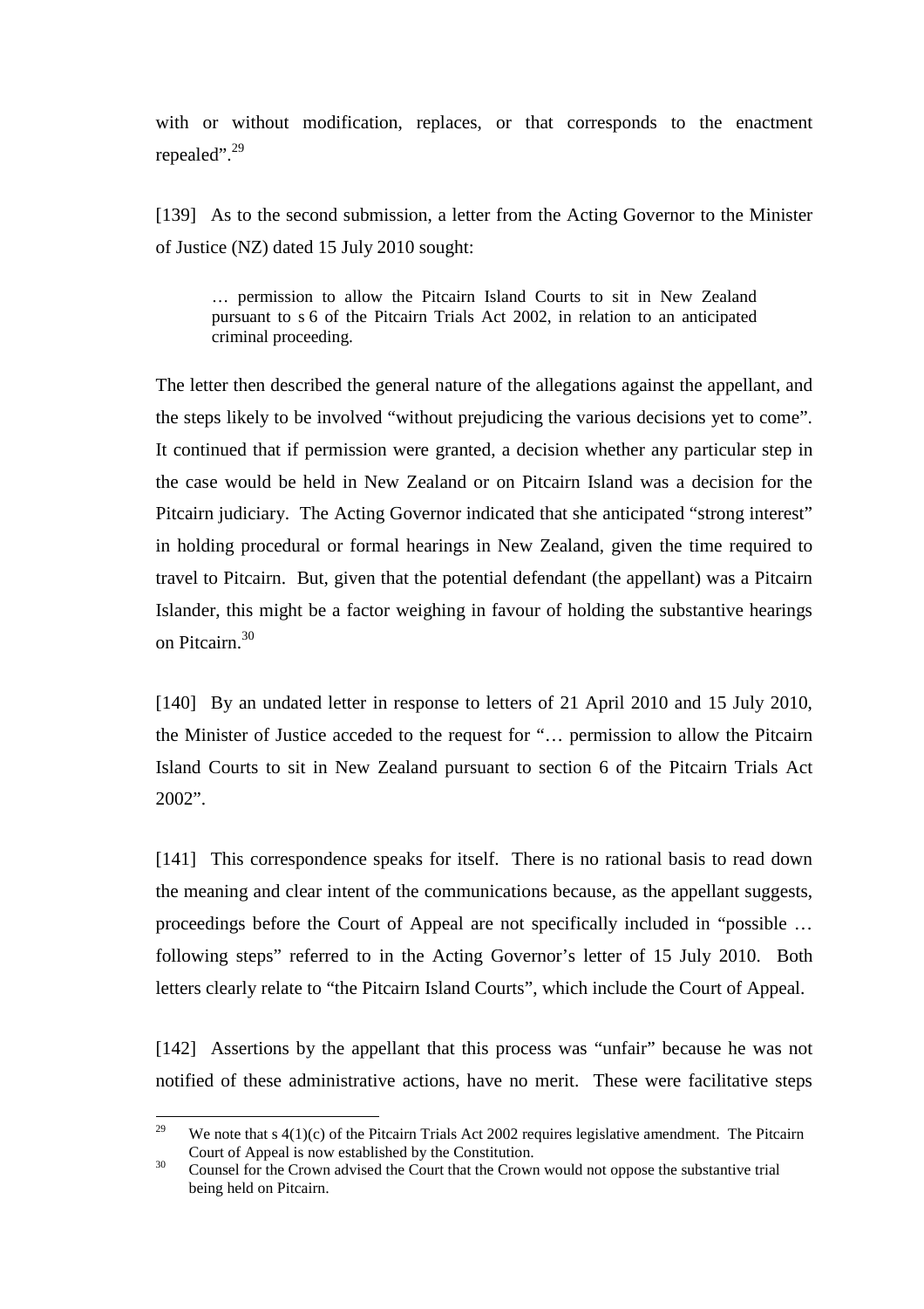with or without modification, replaces, or that corresponds to the enactment repealed".[29]

[139] As to the second submission, a letter from the Acting Governor to the Minister of Justice (NZ) dated 15 July 2010 sought:

> … permission to allow the Pitcairn Island Courts to sit in New Zealand pursuant to s 6 of the Pitcairn Trials Act 2002, in relation to an anticipated criminal proceeding.

The letter then described the general nature of the allegations against the appellant, and the steps likely to be involved "without prejudicing the various decisions yet to come". It continued that if permission were granted, a decision whether any particular step in the case would be held in New Zealand or on Pitcairn Island was a decision for the Pitcairn judiciary. The Acting Governor indicated that she anticipated "strong interest" in holding procedural or formal hearings in New Zealand, given the time required to travel to Pitcairn. But, given that the potential defendant (the appellant) was a Pitcairn Islander, this might be a factor weighing in favour of holding the substantive hearings on Pitcairn.[30]

[140] By an undated letter in response to letters of 21 April 2010 and 15 July 2010, the Minister of Justice acceded to the request for "… permission to allow the Pitcairn Island Courts to sit in New Zealand pursuant to section 6 of the Pitcairn Trials Act 2002".

[141] This correspondence speaks for itself. There is no rational basis to read down the meaning and clear intent of the communications because, as the appellant suggests, proceedings before the Court of Appeal are not specifically included in "possible … following steps" referred to in the Acting Governor's letter of 15 July 2010. Both letters clearly relate to "the Pitcairn Island Courts", which include the Court of Appeal.

[142] Assertions by the appellant that this process was "unfair" because he was not notified of these administrative actions, have no merit. These were facilitative steps

---

[29] We note that s 4(1)(c) of the Pitcairn Trials Act 2002 requires legislative amendment. The Pitcairn Court of Appeal is now established by the Constitution.

[30] Counsel for the Crown advised the Court that the Crown would not oppose the substantive trial being held on Pitcairn.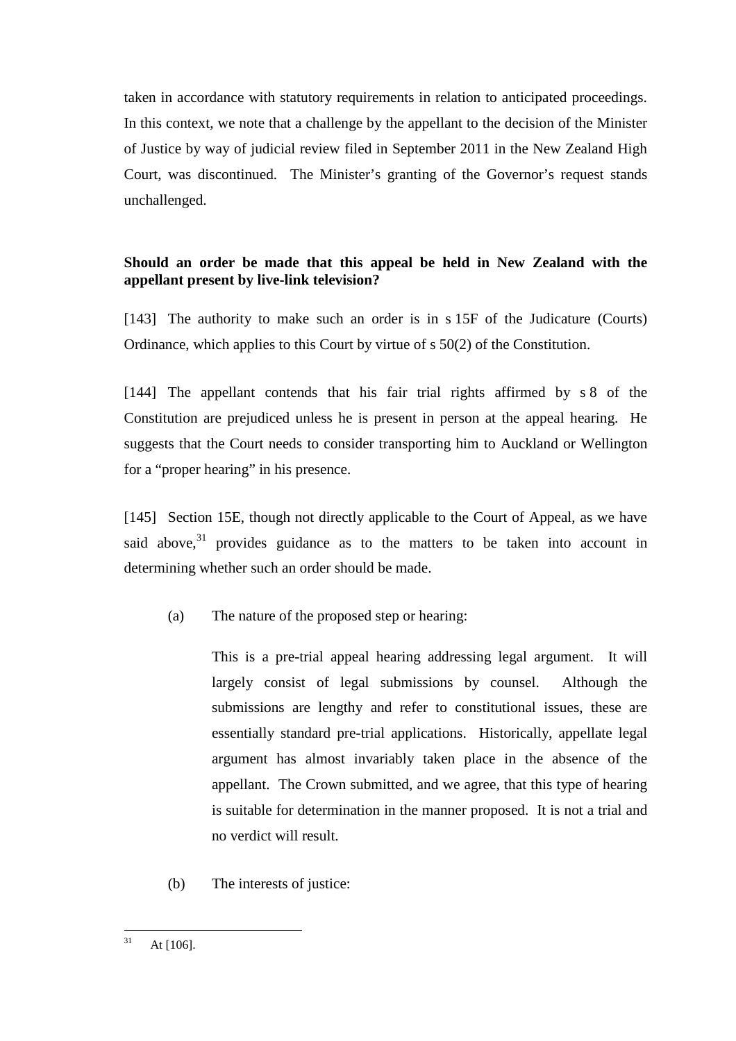taken in accordance with statutory requirements in relation to anticipated proceedings. In this context, we note that a challenge by the appellant to the decision of the Minister of Justice by way of judicial review filed in September 2011 in the New Zealand High Court, was discontinued. The Minister's granting of the Governor's request stands unchallenged.

**Should an order be made that this appeal be held in New Zealand with the appellant present by live-link television?**

[143] The authority to make such an order is in s 15F of the Judicature (Courts) Ordinance, which applies to this Court by virtue of s 50(2) of the Constitution.

[144] The appellant contends that his fair trial rights affirmed by s 8 of the Constitution are prejudiced unless he is present in person at the appeal hearing. He suggests that the Court needs to consider transporting him to Auckland or Wellington for a "proper hearing" in his presence.

[145] Section 15E, though not directly applicable to the Court of Appeal, as we have said above,[31] provides guidance as to the matters to be taken into account in determining whether such an order should be made.

(a) The nature of the proposed step or hearing:

> This is a pre-trial appeal hearing addressing legal argument. It will largely consist of legal submissions by counsel. Although the submissions are lengthy and refer to constitutional issues, these are essentially standard pre-trial applications. Historically, appellate legal argument has almost invariably taken place in the absence of the appellant. The Crown submitted, and we agree, that this type of hearing is suitable for determination in the manner proposed. It is not a trial and no verdict will result.

(b) The interests of justice:

---

[31] At [106].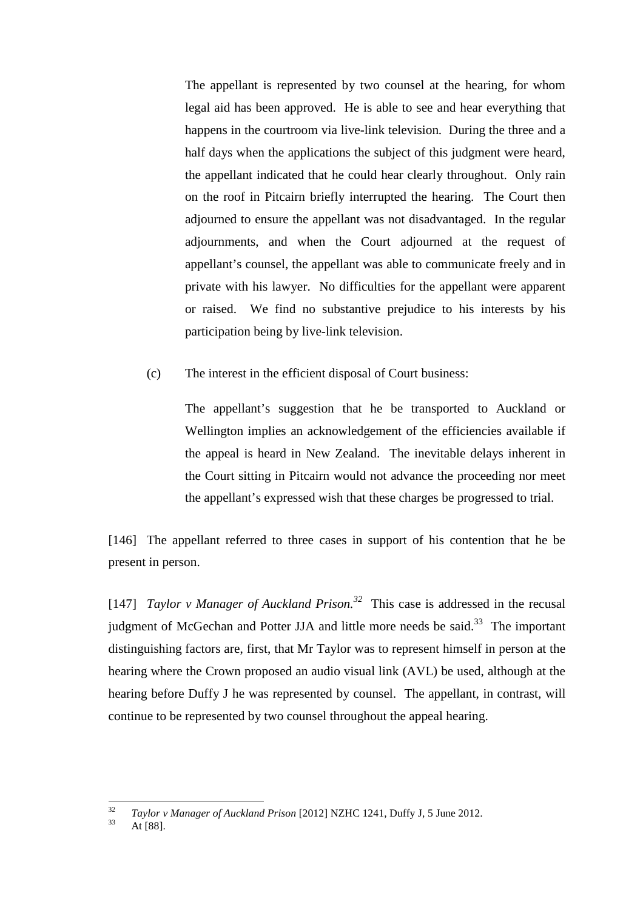The appellant is represented by two counsel at the hearing, for whom legal aid has been approved. He is able to see and hear everything that happens in the courtroom via live-link television. During the three and a half days when the applications the subject of this judgment were heard, the appellant indicated that he could hear clearly throughout. Only rain on the roof in Pitcairn briefly interrupted the hearing. The Court then adjourned to ensure the appellant was not disadvantaged. In the regular adjournments, and when the Court adjourned at the request of appellant's counsel, the appellant was able to communicate freely and in private with his lawyer. No difficulties for the appellant were apparent or raised. We find no substantive prejudice to his interests by his participation being by live-link television.

(c) The interest in the efficient disposal of Court business:

The appellant's suggestion that he be transported to Auckland or Wellington implies an acknowledgement of the efficiencies available if the appeal is heard in New Zealand. The inevitable delays inherent in the Court sitting in Pitcairn would not advance the proceeding nor meet the appellant's expressed wish that these charges be progressed to trial.

[146] The appellant referred to three cases in support of his contention that he be present in person.

[147] *Taylor v Manager of Auckland Prison.*[32] This case is addressed in the recusal judgment of McGechan and Potter JJA and little more needs be said.[33] The important distinguishing factors are, first, that Mr Taylor was to represent himself in person at the hearing where the Crown proposed an audio visual link (AVL) be used, although at the hearing before Duffy J he was represented by counsel. The appellant, in contrast, will continue to be represented by two counsel throughout the appeal hearing.

---

[32] *Taylor v Manager of Auckland Prison* [2012] NZHC 1241, Duffy J, 5 June 2012.

[33] At [88].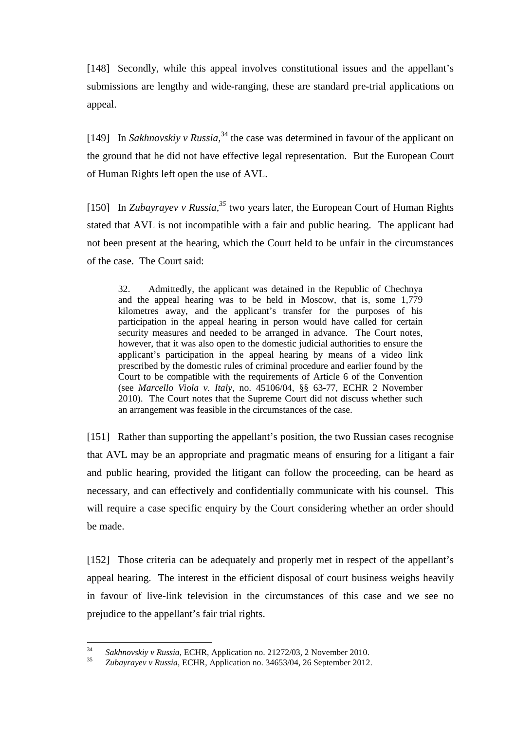[148] Secondly, while this appeal involves constitutional issues and the appellant's submissions are lengthy and wide-ranging, these are standard pre-trial applications on appeal.

[149] In *Sakhnovskiy v Russia*,[34] the case was determined in favour of the applicant on the ground that he did not have effective legal representation. But the European Court of Human Rights left open the use of AVL.

[150] In *Zubayrayev v Russia*,[35] two years later, the European Court of Human Rights stated that AVL is not incompatible with a fair and public hearing. The applicant had not been present at the hearing, which the Court held to be unfair in the circumstances of the case. The Court said:

> 32. Admittedly, the applicant was detained in the Republic of Chechnya and the appeal hearing was to be held in Moscow, that is, some 1,779 kilometres away, and the applicant's transfer for the purposes of his participation in the appeal hearing in person would have called for certain security measures and needed to be arranged in advance. The Court notes, however, that it was also open to the domestic judicial authorities to ensure the applicant's participation in the appeal hearing by means of a video link prescribed by the domestic rules of criminal procedure and earlier found by the Court to be compatible with the requirements of Article 6 of the Convention (see *Marcello Viola v. Italy*, no. 45106/04, §§ 63-77, ECHR 2 November 2010). The Court notes that the Supreme Court did not discuss whether such an arrangement was feasible in the circumstances of the case.

[151] Rather than supporting the appellant's position, the two Russian cases recognise that AVL may be an appropriate and pragmatic means of ensuring for a litigant a fair and public hearing, provided the litigant can follow the proceeding, can be heard as necessary, and can effectively and confidentially communicate with his counsel. This will require a case specific enquiry by the Court considering whether an order should be made.

[152] Those criteria can be adequately and properly met in respect of the appellant's appeal hearing. The interest in the efficient disposal of court business weighs heavily in favour of live-link television in the circumstances of this case and we see no prejudice to the appellant's fair trial rights.

---

[34] *Sakhnovskiy v Russia*, ECHR, Application no. 21272/03, 2 November 2010.

[35] *Zubayrayev v Russia*, ECHR, Application no. 34653/04, 26 September 2012.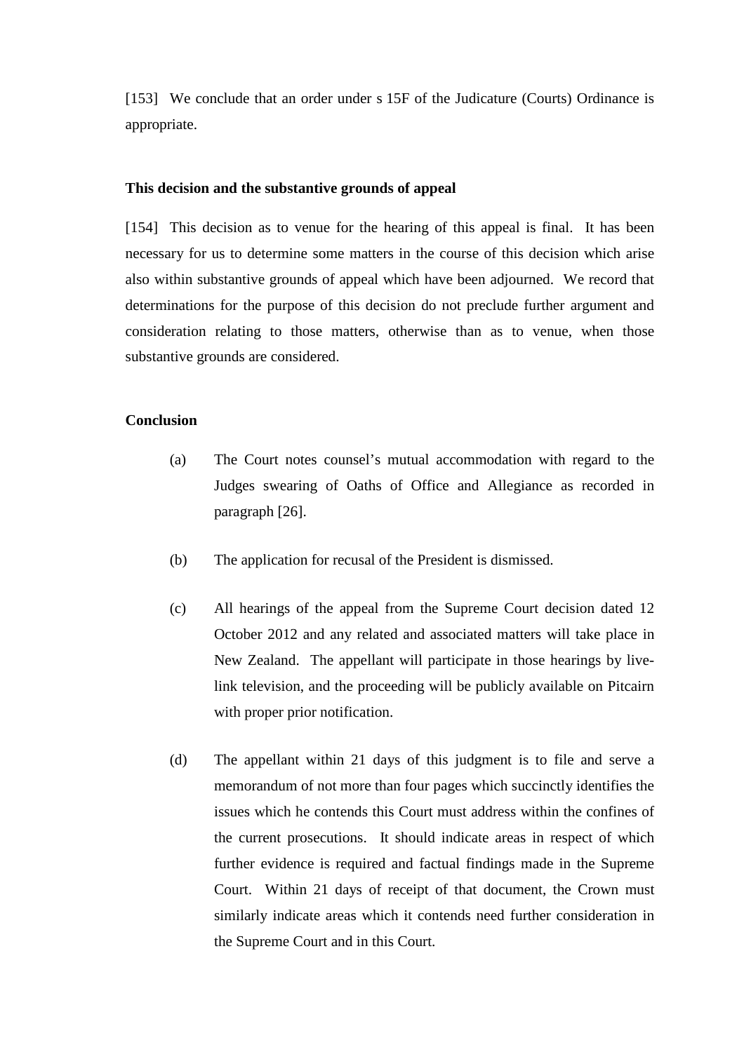[153] We conclude that an order under s 15F of the Judicature (Courts) Ordinance is appropriate.

**This decision and the substantive grounds of appeal**

[154] This decision as to venue for the hearing of this appeal is final. It has been necessary for us to determine some matters in the course of this decision which arise also within substantive grounds of appeal which have been adjourned. We record that determinations for the purpose of this decision do not preclude further argument and consideration relating to those matters, otherwise than as to venue, when those substantive grounds are considered.

**Conclusion**

(a) The Court notes counsel's mutual accommodation with regard to the Judges swearing of Oaths of Office and Allegiance as recorded in paragraph [26].

(b) The application for recusal of the President is dismissed.

(c) All hearings of the appeal from the Supreme Court decision dated 12 October 2012 and any related and associated matters will take place in New Zealand. The appellant will participate in those hearings by live-link television, and the proceeding will be publicly available on Pitcairn with proper prior notification.

(d) The appellant within 21 days of this judgment is to file and serve a memorandum of not more than four pages which succinctly identifies the issues which he contends this Court must address within the confines of the current prosecutions. It should indicate areas in respect of which further evidence is required and factual findings made in the Supreme Court. Within 21 days of receipt of that document, the Crown must similarly indicate areas which it contends need further consideration in the Supreme Court and in this Court.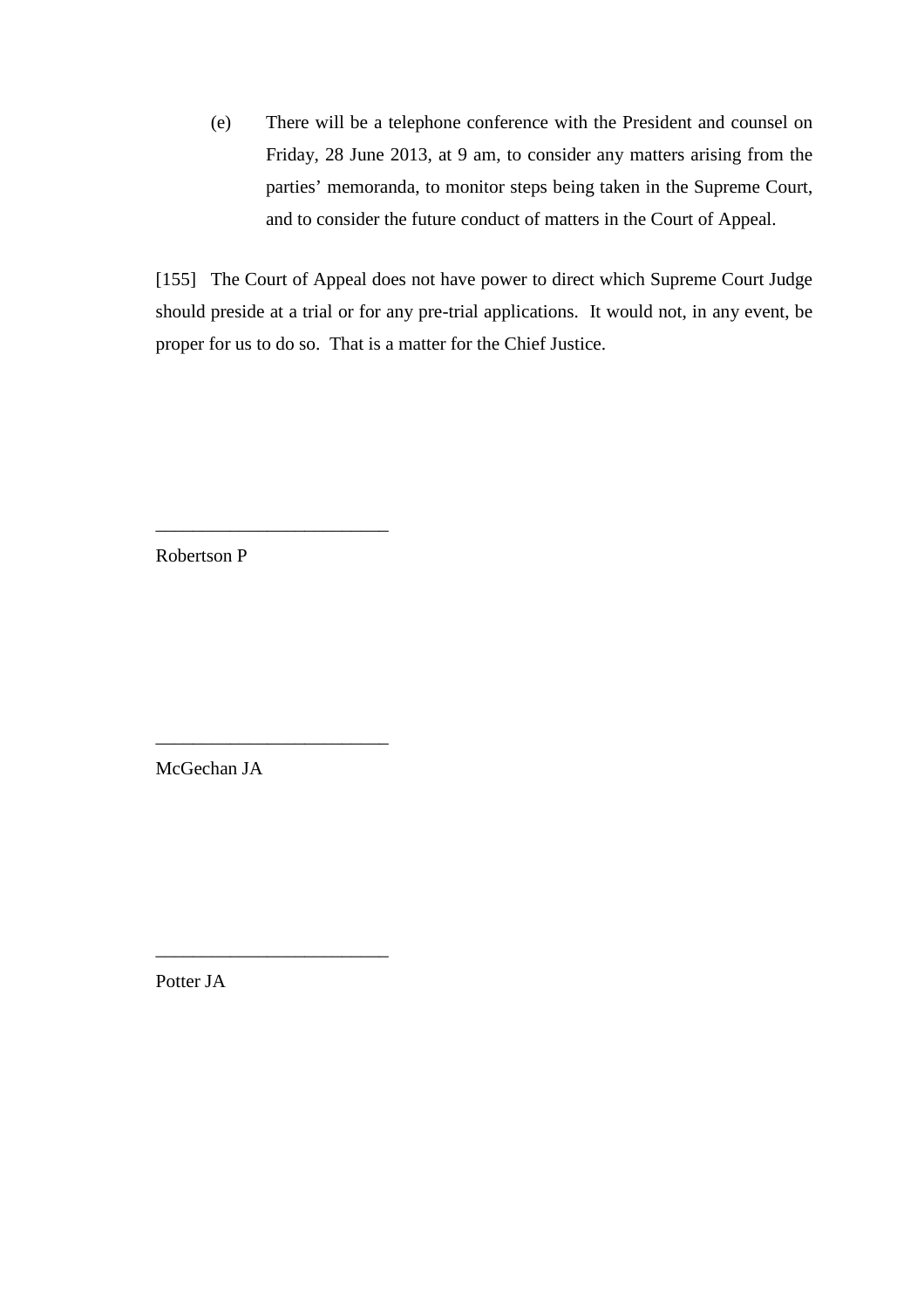(e) There will be a telephone conference with the President and counsel on Friday, 28 June 2013, at 9 am, to consider any matters arising from the parties' memoranda, to monitor steps being taken in the Supreme Court, and to consider the future conduct of matters in the Court of Appeal.

[155] The Court of Appeal does not have power to direct which Supreme Court Judge should preside at a trial or for any pre-trial applications. It would not, in any event, be proper for us to do so. That is a matter for the Chief Justice.

________________________

Robertson P

________________________

McGechan JA

________________________

Potter JA